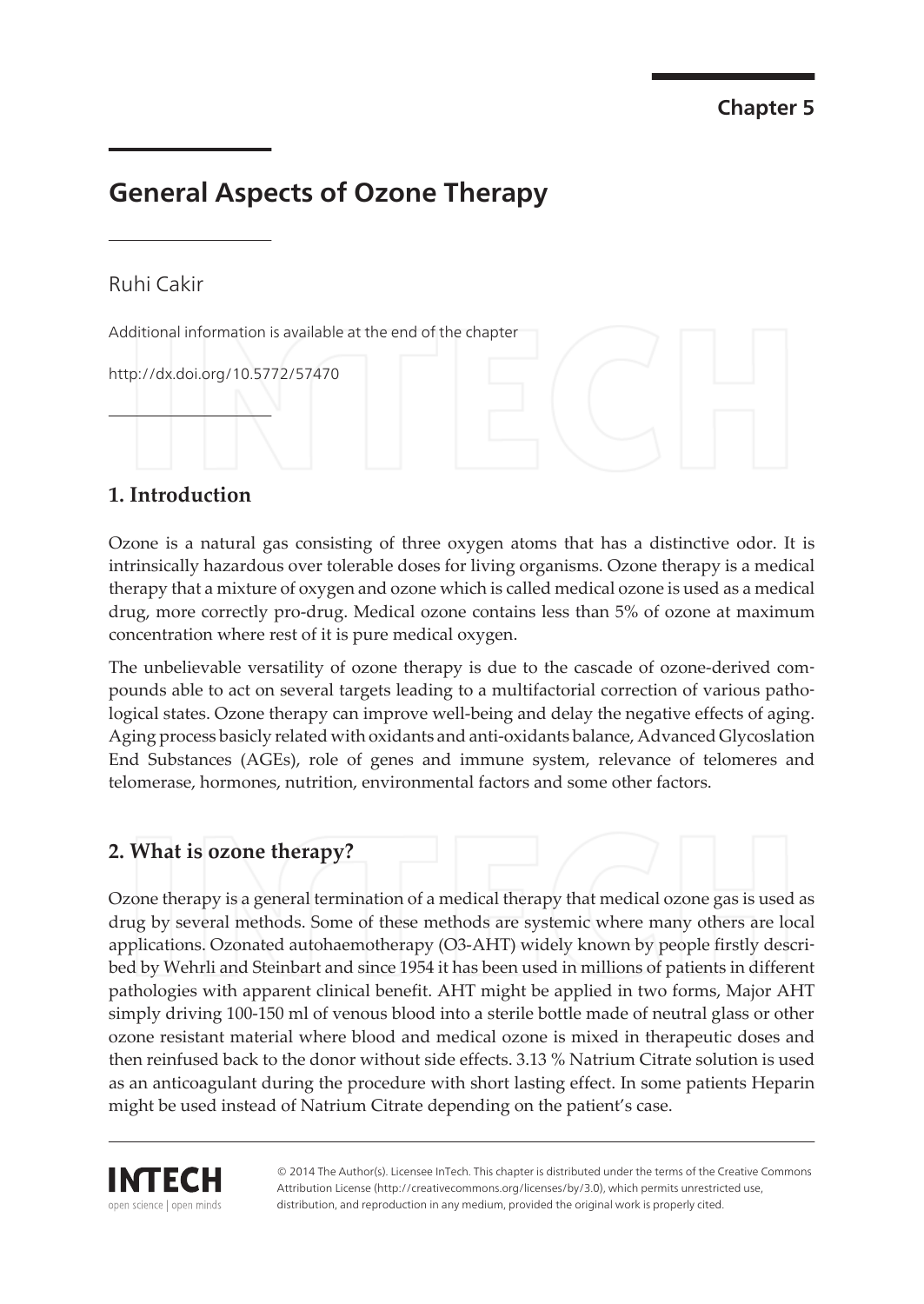Chapter 5

# General Aspects of Ozone Therapy

Ruhi Cakir

Additional information is available at the end of the chapter

http://dx.doi.org/10.5772/57470

## 1. Introduction

Ozone is a natural gas consisting of three oxygen atoms that has a distinctive odor. It is intrinsically hazardous over tolerable doses for living organisms. Ozone therapy is a medical therapy that a mixture of oxygen and ozone which is called medical ozone is used as a medical drug, more correctly pro-drug. Medical ozone contains less than 5% of ozone at maximum concentration where rest of it is pure medical oxygen.

The unbelievable versatility of ozone therapy is due to the cascade of ozone-derived compounds able to act on several targets leading to a multifactorial correction of various pathological states. Ozone therapy can improve well-being and delay the negative effects of aging. Aging process basicly related with oxidants and anti-oxidants balance, Advanced Glycoslation End Substances (AGEs), role of genes and immune system, relevance of telomeres and telomerase, hormones, nutrition, environmental factors and some other factors.

## 2. What is ozone therapy?

Ozone therapy is a general termination of a medical therapy that medical ozone gas is used as drug by several methods. Some of these methods are systemic where many others are local applications. Ozonated autohaemotherapy (O3-AHT) widely known by people firstly described by Wehrli and Steinbart and since 1954 it has been used in millions of patients in different pathologies with apparent clinical benefit. AHT might be applied in two forms, Major AHT simply driving 100-150 ml of venous blood into a sterile bottle made of neutral glass or other ozone resistant material where blood and medical ozone is mixed in therapeutic doses and then reinfused back to the donor without side effects. 3.13 % Natrium Citrate solution is used as an anticoagulant during the procedure with short lasting effect. In some patients Heparin might be used instead of Natrium Citrate depending on the patient's case.

© 2014 The Author(s). Licensee InTech. This chapter is distributed under the terms of the Creative Commons Attribution License (http://creativecommons.org/licenses/by/3.0), which permits unrestricted use, distribution, and reproduction in any medium, provided the original work is properly cited.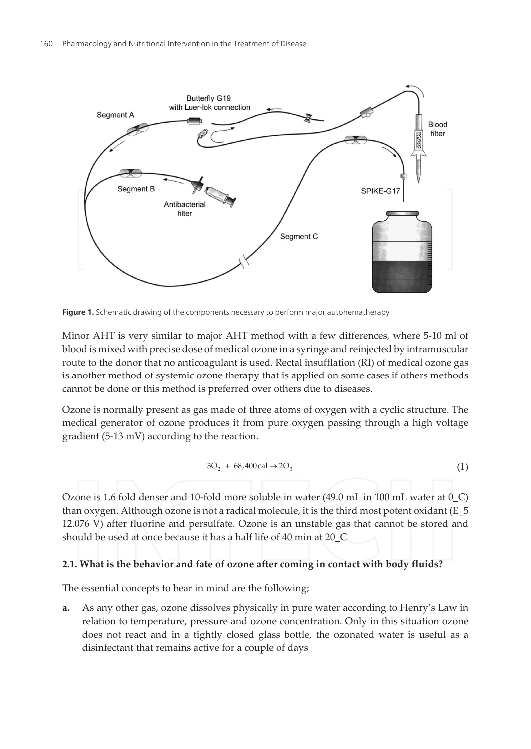Figure 1. Schematic drawing of the components necessary to perform major autohematherapy

Minor AHT is very similar to major AHT method with a few differences, where 5-10 ml of blood is mixed with precise dose of medical ozone in a syringe and reinjected by intramuscular route to the donor that no anticoagulant is used. Rectal insufflation (RI) of medical ozone gas is another method of systemic ozone therapy that is applied on some cases if others methods cannot be done or this method is preferred over others due to diseases.

Ozone is normally present as gas made of three atoms of oxygen with a cyclic structure. The medical generator of ozone produces it from pure oxygen passing through a high voltage gradient (5-13 mV) according to the reaction.

$$3O_2 + 68,400\,\text{cal} \rightarrow 2O_3 \tag{1}$$

Ozone is 1.6 fold denser and 10-fold more soluble in water (49.0 mL in 100 mL water at 0_C) than oxygen. Although ozone is not a radical molecule, it is the third most potent oxidant (E_5 12.076 V) after fluorine and persulfate. Ozone is an unstable gas that cannot be stored and should be used at once because it has a half life of 40 min at 20_C

### 2.1. What is the behavior and fate of ozone after coming in contact with body fluids?

The essential concepts to bear in mind are the following;

**a.** As any other gas, ozone dissolves physically in pure water according to Henry's Law in relation to temperature, pressure and ozone concentration. Only in this situation ozone does not react and in a tightly closed glass bottle, the ozonated water is useful as a disinfectant that remains active for a couple of days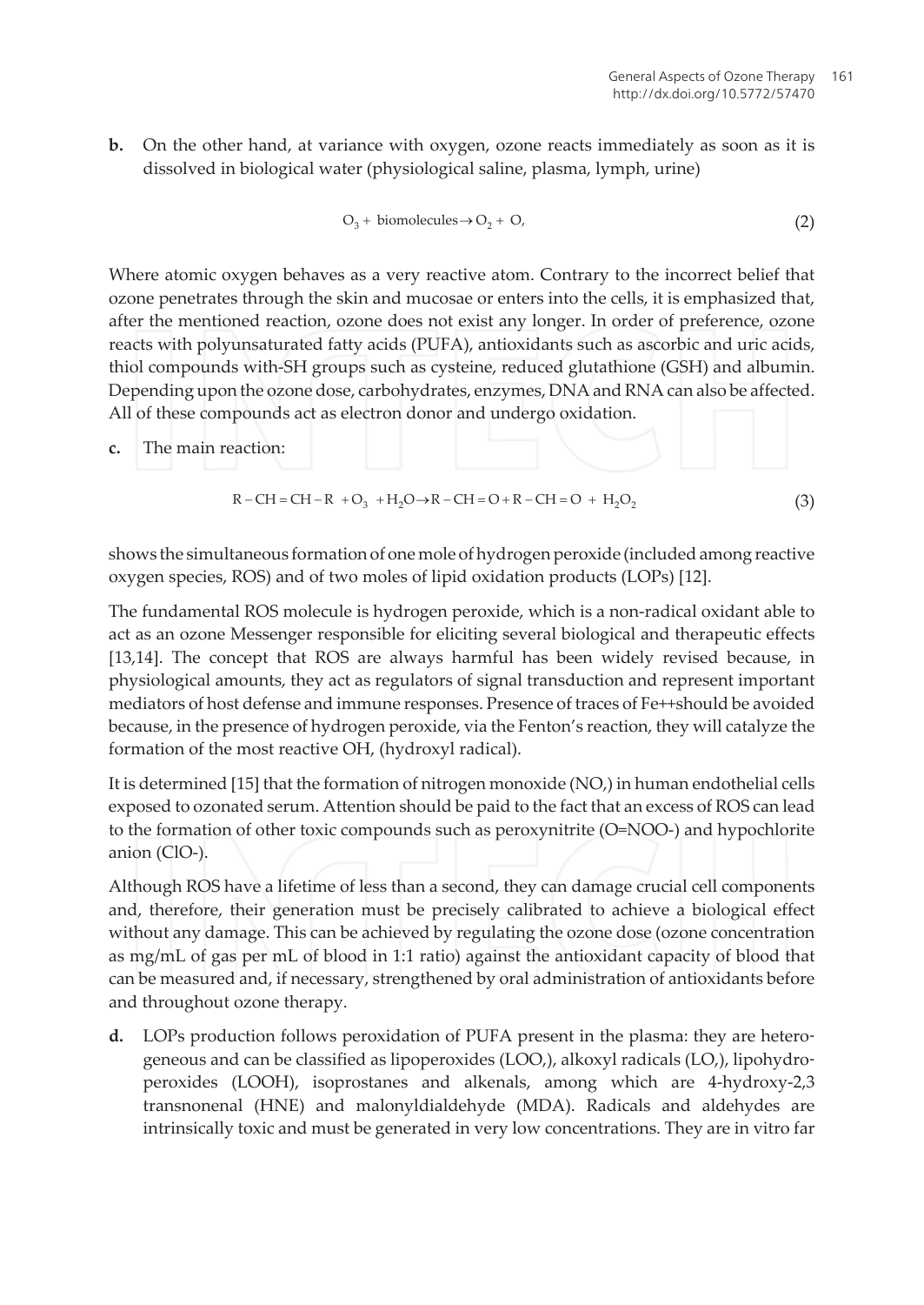**b.** On the other hand, at variance with oxygen, ozone reacts immediately as soon as it is dissolved in biological water (physiological saline, plasma, lymph, urine)

$$O_3 + \text{ biomolecules} \rightarrow O_2 + O, \tag{2}$$

Where atomic oxygen behaves as a very reactive atom. Contrary to the incorrect belief that ozone penetrates through the skin and mucosae or enters into the cells, it is emphasized that, after the mentioned reaction, ozone does not exist any longer. In order of preference, ozone reacts with polyunsaturated fatty acids (PUFA), antioxidants such as ascorbic and uric acids, thiol compounds with-SH groups such as cysteine, reduced glutathione (GSH) and albumin. Depending upon the ozone dose, carbohydrates, enzymes, DNA and RNA can also be affected. All of these compounds act as electron donor and undergo oxidation.

**c.** The main reaction:

$$R-CH=CH-R \ +O_3 \ +H_2O \rightarrow R-CH=O+R-CH=O \ + \ H_2O_2 \tag{3}$$

shows the simultaneous formation of one mole of hydrogen peroxide (included among reactive oxygen species, ROS) and of two moles of lipid oxidation products (LOPs) [12].

The fundamental ROS molecule is hydrogen peroxide, which is a non-radical oxidant able to act as an ozone Messenger responsible for eliciting several biological and therapeutic effects [13,14]. The concept that ROS are always harmful has been widely revised because, in physiological amounts, they act as regulators of signal transduction and represent important mediators of host defense and immune responses. Presence of traces of $Fe^{++}$should be avoided because, in the presence of hydrogen peroxide, via the Fenton's reaction, they will catalyze the formation of the most reactive OH, (hydroxyl radical).

It is determined [15] that the formation of nitrogen monoxide (NO,) in human endothelial cells exposed to ozonated serum. Attention should be paid to the fact that an excess of ROS can lead to the formation of other toxic compounds such as peroxynitrite (O=NOO-) and hypochlorite anion (ClO-).

Although ROS have a lifetime of less than a second, they can damage crucial cell components and, therefore, their generation must be precisely calibrated to achieve a biological effect without any damage. This can be achieved by regulating the ozone dose (ozone concentration as mg/mL of gas per mL of blood in 1:1 ratio) against the antioxidant capacity of blood that can be measured and, if necessary, strengthened by oral administration of antioxidants before and throughout ozone therapy.

**d.** LOPs production follows peroxidation of PUFA present in the plasma: they are heterogeneous and can be classified as lipoperoxides (LOO,), alkoxyl radicals (LO,), lipohydroperoxides (LOOH), isoprostanes and alkenals, among which are 4-hydroxy-2,3 transnonenal (HNE) and malonyldialdehyde (MDA). Radicals and aldehydes are intrinsically toxic and must be generated in very low concentrations. They are in vitro far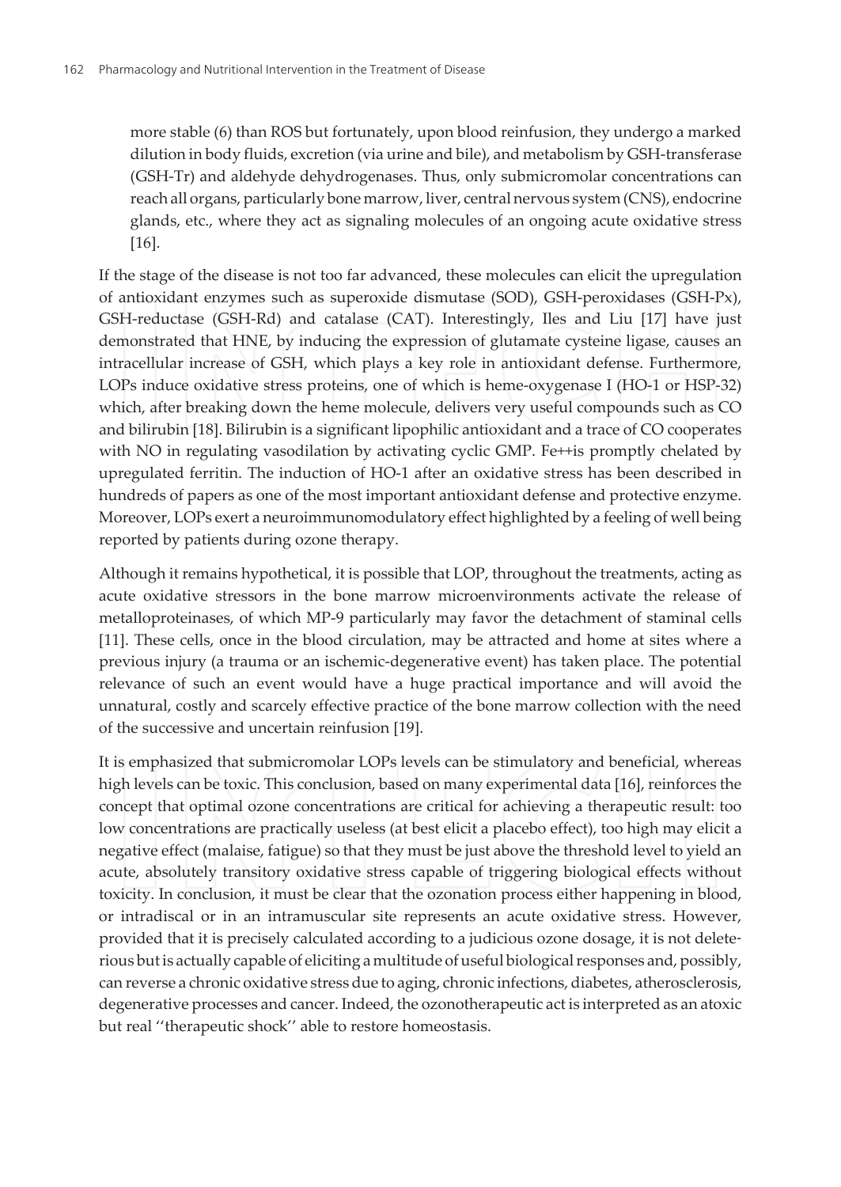more stable (6) than ROS but fortunately, upon blood reinfusion, they undergo a marked dilution in body fluids, excretion (via urine and bile), and metabolism by GSH-transferase (GSH-Tr) and aldehyde dehydrogenases. Thus, only submicromolar concentrations can reach all organs, particularly bone marrow, liver, central nervous system (CNS), endocrine glands, etc., where they act as signaling molecules of an ongoing acute oxidative stress [16].

If the stage of the disease is not too far advanced, these molecules can elicit the upregulation of antioxidant enzymes such as superoxide dismutase (SOD), GSH-peroxidases (GSH-Px), GSH-reductase (GSH-Rd) and catalase (CAT). Interestingly, Iles and Liu [17] have just demonstrated that HNE, by inducing the expression of glutamate cysteine ligase, causes an intracellular increase of GSH, which plays a key role in antioxidant defense. Furthermore, LOPs induce oxidative stress proteins, one of which is heme-oxygenase I (HO-1 or HSP-32) which, after breaking down the heme molecule, delivers very useful compounds such as CO and bilirubin [18]. Bilirubin is a significant lipophilic antioxidant and a trace of CO cooperates with NO in regulating vasodilation by activating cyclic GMP. $Fe^{++}$is promptly chelated by upregulated ferritin. The induction of HO-1 after an oxidative stress has been described in hundreds of papers as one of the most important antioxidant defense and protective enzyme. Moreover, LOPs exert a neuroimmunomodulatory effect highlighted by a feeling of well being reported by patients during ozone therapy.

Although it remains hypothetical, it is possible that LOP, throughout the treatments, acting as acute oxidative stressors in the bone marrow microenvironments activate the release of metalloproteinases, of which MP-9 particularly may favor the detachment of staminal cells [11]. These cells, once in the blood circulation, may be attracted and home at sites where a previous injury (a trauma or an ischemic-degenerative event) has taken place. The potential relevance of such an event would have a huge practical importance and will avoid the unnatural, costly and scarcely effective practice of the bone marrow collection with the need of the successive and uncertain reinfusion [19].

It is emphasized that submicromolar LOPs levels can be stimulatory and beneficial, whereas high levels can be toxic. This conclusion, based on many experimental data [16], reinforces the concept that optimal ozone concentrations are critical for achieving a therapeutic result: too low concentrations are practically useless (at best elicit a placebo effect), too high may elicit a negative effect (malaise, fatigue) so that they must be just above the threshold level to yield an acute, absolutely transitory oxidative stress capable of triggering biological effects without toxicity. In conclusion, it must be clear that the ozonation process either happening in blood, or intradiscal or in an intramuscular site represents an acute oxidative stress. However, provided that it is precisely calculated according to a judicious ozone dosage, it is not deleterious but is actually capable of eliciting a multitude of useful biological responses and, possibly, can reverse a chronic oxidative stress due to aging, chronic infections, diabetes, atherosclerosis, degenerative processes and cancer. Indeed, the ozonotherapeutic act is interpreted as an atoxic but real ''therapeutic shock'' able to restore homeostasis.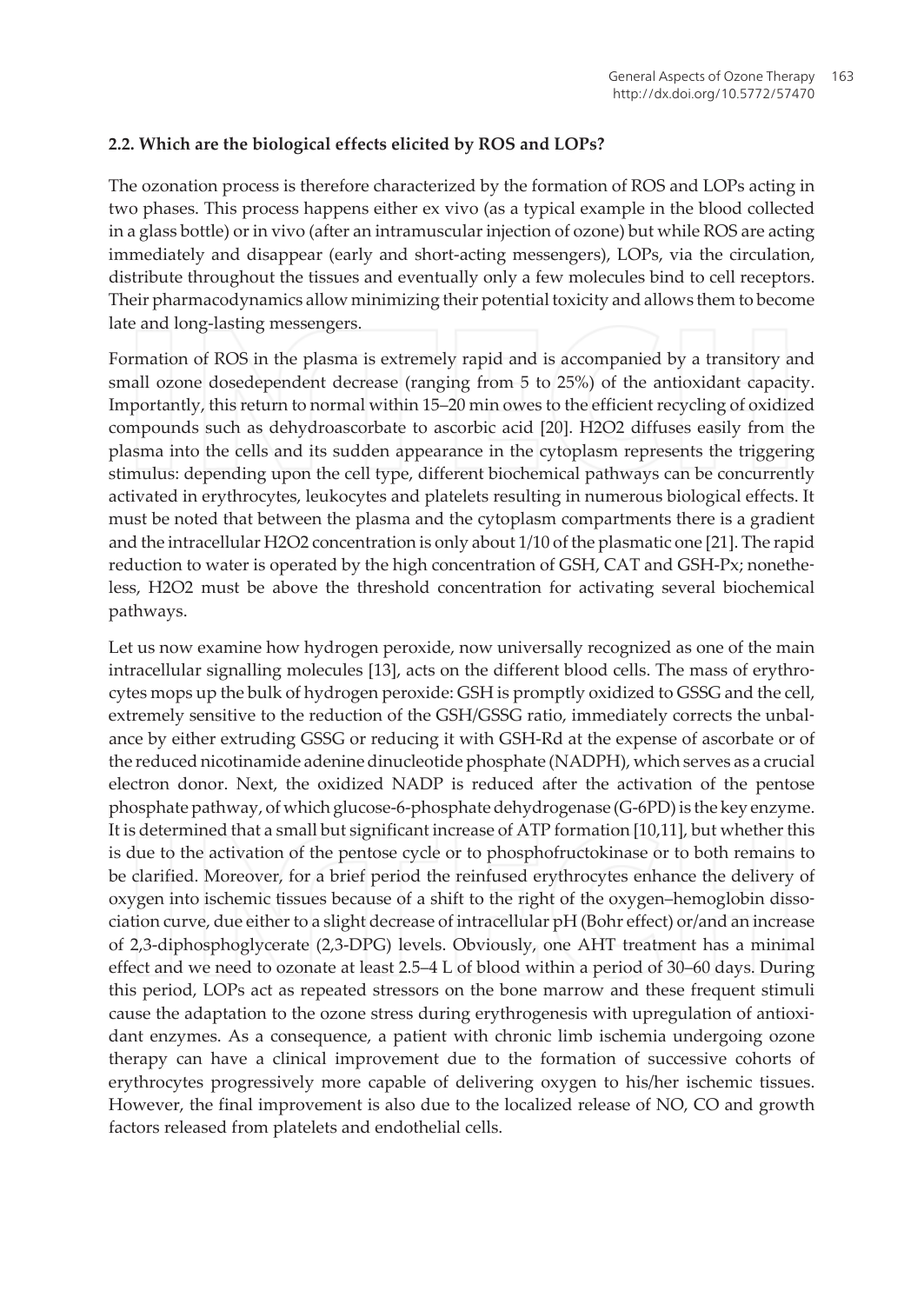### 2.2. Which are the biological effects elicited by ROS and LOPs?

The ozonation process is therefore characterized by the formation of ROS and LOPs acting in two phases. This process happens either ex vivo (as a typical example in the blood collected in a glass bottle) or in vivo (after an intramuscular injection of ozone) but while ROS are acting immediately and disappear (early and short-acting messengers), LOPs, via the circulation, distribute throughout the tissues and eventually only a few molecules bind to cell receptors. Their pharmacodynamics allow minimizing their potential toxicity and allows them to become late and long-lasting messengers.

Formation of ROS in the plasma is extremely rapid and is accompanied by a transitory and small ozone dosedependent decrease (ranging from 5 to 25%) of the antioxidant capacity. Importantly, this return to normal within 15–20 min owes to the efficient recycling of oxidized compounds such as dehydroascorbate to ascorbic acid [20]. $H_2O_2$ diffuses easily from the plasma into the cells and its sudden appearance in the cytoplasm represents the triggering stimulus: depending upon the cell type, different biochemical pathways can be concurrently activated in erythrocytes, leukocytes and platelets resulting in numerous biological effects. It must be noted that between the plasma and the cytoplasm compartments there is a gradient and the intracellular $H_2O_2$ concentration is only about 1/10 of the plasmatic one [21]. The rapid reduction to water is operated by the high concentration of GSH, CAT and GSH-Px; nonetheless, $H_2O_2$ must be above the threshold concentration for activating several biochemical pathways.

Let us now examine how hydrogen peroxide, now universally recognized as one of the main intracellular signalling molecules [13], acts on the different blood cells. The mass of erythrocytes mops up the bulk of hydrogen peroxide: GSH is promptly oxidized to GSSG and the cell, extremely sensitive to the reduction of the GSH/GSSG ratio, immediately corrects the unbalance by either extruding GSSG or reducing it with GSH-Rd at the expense of ascorbate or of the reduced nicotinamide adenine dinucleotide phosphate (NADPH), which serves as a crucial electron donor. Next, the oxidized NADP is reduced after the activation of the pentose phosphate pathway, of which glucose-6-phosphate dehydrogenase (G-6PD) is the key enzyme. It is determined that a small but significant increase of ATP formation [10,11], but whether this is due to the activation of the pentose cycle or to phosphofructokinase or to both remains to be clarified. Moreover, for a brief period the reinfused erythrocytes enhance the delivery of oxygen into ischemic tissues because of a shift to the right of the oxygen–hemoglobin dissociation curve, due either to a slight decrease of intracellular pH (Bohr effect) or/and an increase of 2,3-diphosphoglycerate (2,3-DPG) levels. Obviously, one AHT treatment has a minimal effect and we need to ozonate at least 2.5–4 L of blood within a period of 30–60 days. During this period, LOPs act as repeated stressors on the bone marrow and these frequent stimuli cause the adaptation to the ozone stress during erythrogenesis with upregulation of antioxidant enzymes. As a consequence, a patient with chronic limb ischemia undergoing ozone therapy can have a clinical improvement due to the formation of successive cohorts of erythrocytes progressively more capable of delivering oxygen to his/her ischemic tissues. However, the final improvement is also due to the localized release of NO, CO and growth factors released from platelets and endothelial cells.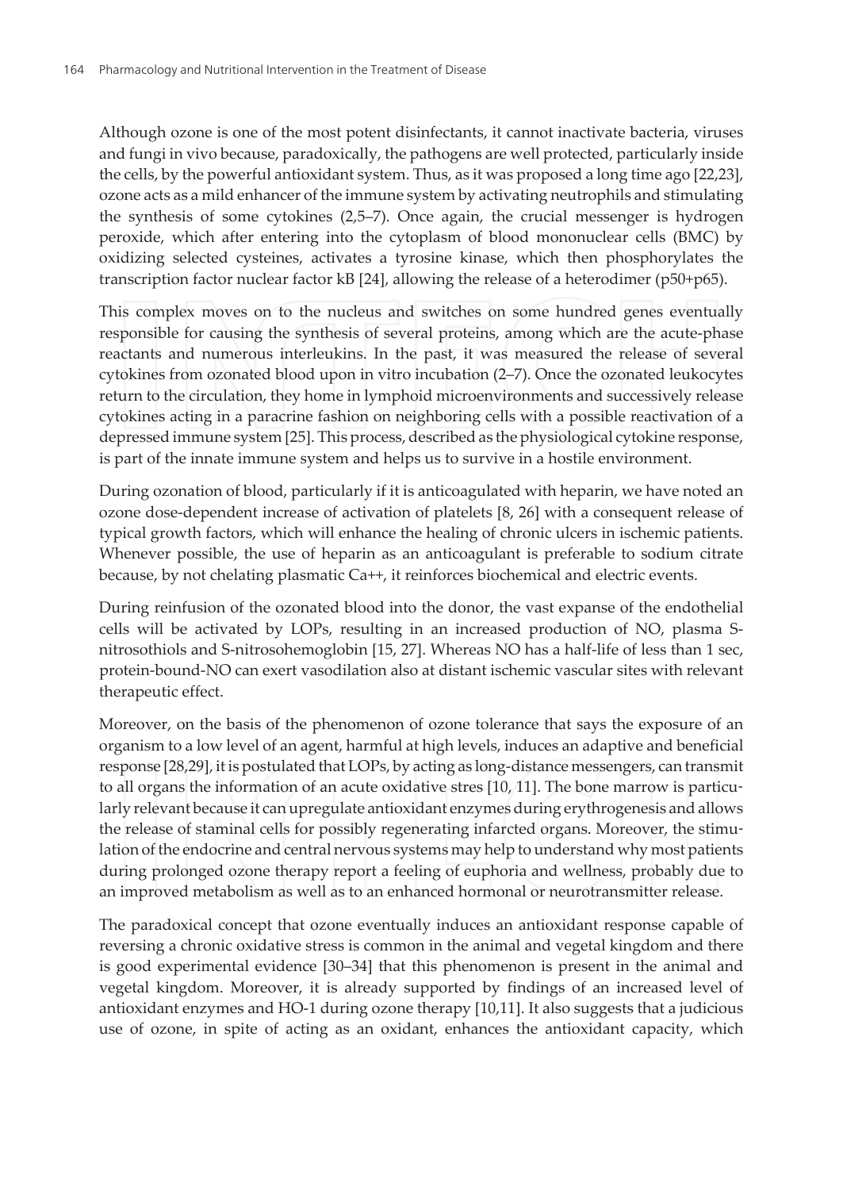Although ozone is one of the most potent disinfectants, it cannot inactivate bacteria, viruses and fungi in vivo because, paradoxically, the pathogens are well protected, particularly inside the cells, by the powerful antioxidant system. Thus, as it was proposed a long time ago [22,23], ozone acts as a mild enhancer of the immune system by activating neutrophils and stimulating the synthesis of some cytokines (2,5–7). Once again, the crucial messenger is hydrogen peroxide, which after entering into the cytoplasm of blood mononuclear cells (BMC) by oxidizing selected cysteines, activates a tyrosine kinase, which then phosphorylates the transcription factor nuclear factor kB [24], allowing the release of a heterodimer (p50+p65).

This complex moves on to the nucleus and switches on some hundred genes eventually responsible for causing the synthesis of several proteins, among which are the acute-phase reactants and numerous interleukins. In the past, it was measured the release of several cytokines from ozonated blood upon in vitro incubation (2–7). Once the ozonated leukocytes return to the circulation, they home in lymphoid microenvironments and successively release cytokines acting in a paracrine fashion on neighboring cells with a possible reactivation of a depressed immune system [25]. This process, described as the physiological cytokine response, is part of the innate immune system and helps us to survive in a hostile environment.

During ozonation of blood, particularly if it is anticoagulated with heparin, we have noted an ozone dose-dependent increase of activation of platelets [8, 26] with a consequent release of typical growth factors, which will enhance the healing of chronic ulcers in ischemic patients. Whenever possible, the use of heparin as an anticoagulant is preferable to sodium citrate because, by not chelating plasmatic $Ca^{++}$, it reinforces biochemical and electric events.

During reinfusion of the ozonated blood into the donor, the vast expanse of the endothelial cells will be activated by LOPs, resulting in an increased production of NO, plasma S-nitrosothiols and S-nitrosohemoglobin [15, 27]. Whereas NO has a half-life of less than 1 sec, protein-bound-NO can exert vasodilation also at distant ischemic vascular sites with relevant therapeutic effect.

Moreover, on the basis of the phenomenon of ozone tolerance that says the exposure of an organism to a low level of an agent, harmful at high levels, induces an adaptive and beneficial response [28,29], it is postulated that LOPs, by acting as long-distance messengers, can transmit to all organs the information of an acute oxidative stres [10, 11]. The bone marrow is particularly relevant because it can upregulate antioxidant enzymes during erythrogenesis and allows the release of staminal cells for possibly regenerating infarcted organs. Moreover, the stimulation of the endocrine and central nervous systems may help to understand why most patients during prolonged ozone therapy report a feeling of euphoria and wellness, probably due to an improved metabolism as well as to an enhanced hormonal or neurotransmitter release.

The paradoxical concept that ozone eventually induces an antioxidant response capable of reversing a chronic oxidative stress is common in the animal and vegetal kingdom and there is good experimental evidence [30–34] that this phenomenon is present in the animal and vegetal kingdom. Moreover, it is already supported by findings of an increased level of antioxidant enzymes and HO-1 during ozone therapy [10,11]. It also suggests that a judicious use of ozone, in spite of acting as an oxidant, enhances the antioxidant capacity, which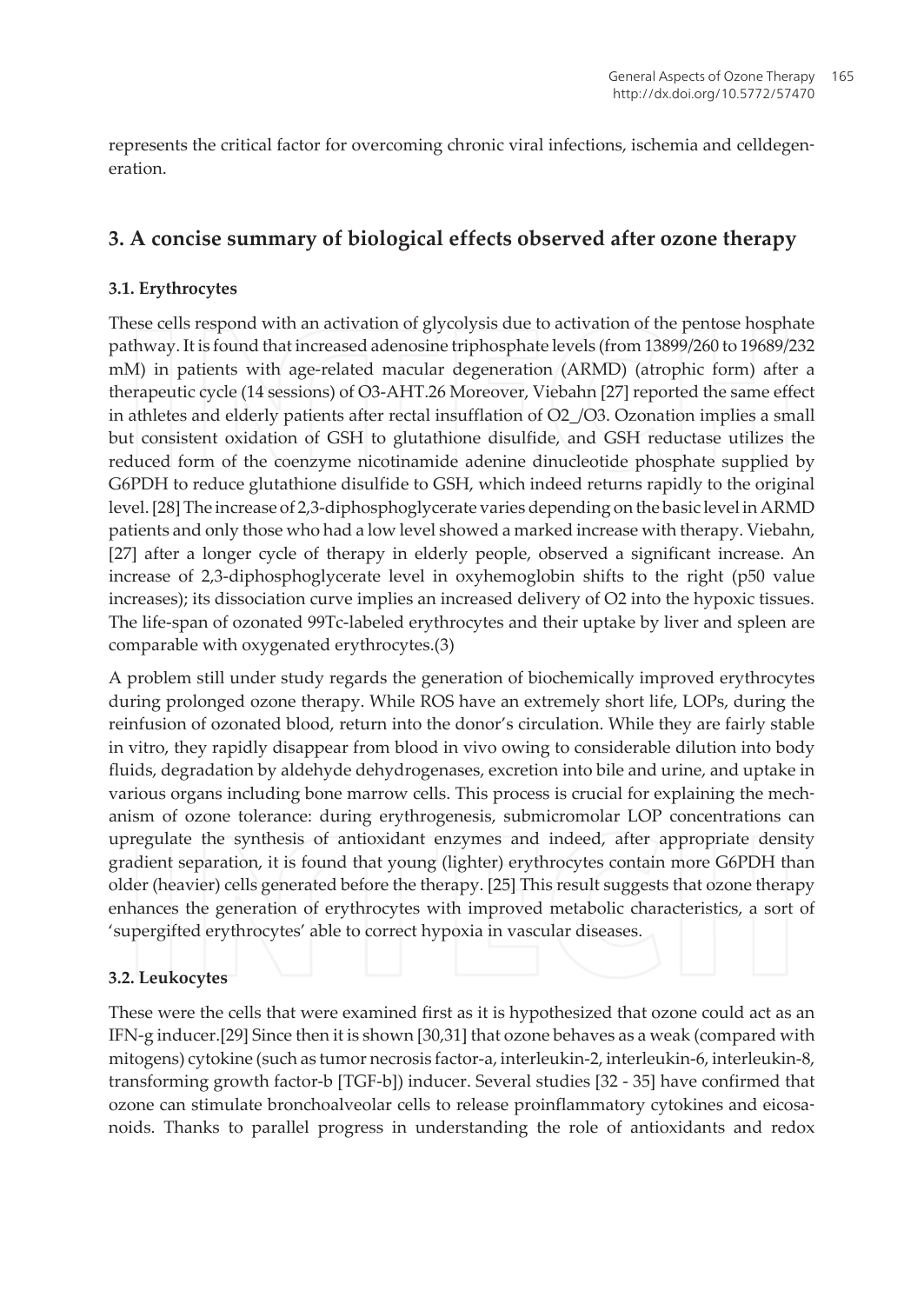represents the critical factor for overcoming chronic viral infections, ischemia and celldegeneration.

## 3. A concise summary of biological effects observed after ozone therapy

### 3.1. Erythrocytes

These cells respond with an activation of glycolysis due to activation of the pentose hosphate pathway. It is found that increased adenosine triphosphate levels (from 13899/260 to 19689/232 mM) in patients with age-related macular degeneration (ARMD) (atrophic form) after a therapeutic cycle (14 sessions) of O3-AHT.26 Moreover, Viebahn [27] reported the same effect in athletes and elderly patients after rectal insufflation of O2_/O3. Ozonation implies a small but consistent oxidation of GSH to glutathione disulfide, and GSH reductase utilizes the reduced form of the coenzyme nicotinamide adenine dinucleotide phosphate supplied by G6PDH to reduce glutathione disulfide to GSH, which indeed returns rapidly to the original level. [28] The increase of 2,3-diphosphoglycerate varies depending on the basic level in ARMD patients and only those who had a low level showed a marked increase with therapy. Viebahn, [27] after a longer cycle of therapy in elderly people, observed a significant increase. An increase of 2,3-diphosphoglycerate level in oxyhemoglobin shifts to the right (p50 value increases); its dissociation curve implies an increased delivery of O2 into the hypoxic tissues. The life-span of ozonated 99Tc-labeled erythrocytes and their uptake by liver and spleen are comparable with oxygenated erythrocytes.(3)

A problem still under study regards the generation of biochemically improved erythrocytes during prolonged ozone therapy. While ROS have an extremely short life, LOPs, during the reinfusion of ozonated blood, return into the donor's circulation. While they are fairly stable in vitro, they rapidly disappear from blood in vivo owing to considerable dilution into body fluids, degradation by aldehyde dehydrogenases, excretion into bile and urine, and uptake in various organs including bone marrow cells. This process is crucial for explaining the mechanism of ozone tolerance: during erythrogenesis, submicromolar LOP concentrations can upregulate the synthesis of antioxidant enzymes and indeed, after appropriate density gradient separation, it is found that young (lighter) erythrocytes contain more G6PDH than older (heavier) cells generated before the therapy. [25] This result suggests that ozone therapy enhances the generation of erythrocytes with improved metabolic characteristics, a sort of 'supergifted erythrocytes' able to correct hypoxia in vascular diseases.

### 3.2. Leukocytes

These were the cells that were examined first as it is hypothesized that ozone could act as an IFN-g inducer.[29] Since then it is shown [30,31] that ozone behaves as a weak (compared with mitogens) cytokine (such as tumor necrosis factor-a, interleukin-2, interleukin-6, interleukin-8, transforming growth factor-b [TGF-b]) inducer. Several studies [32 - 35] have confirmed that ozone can stimulate bronchoalveolar cells to release proinflammatory cytokines and eicosanoids. Thanks to parallel progress in understanding the role of antioxidants and redox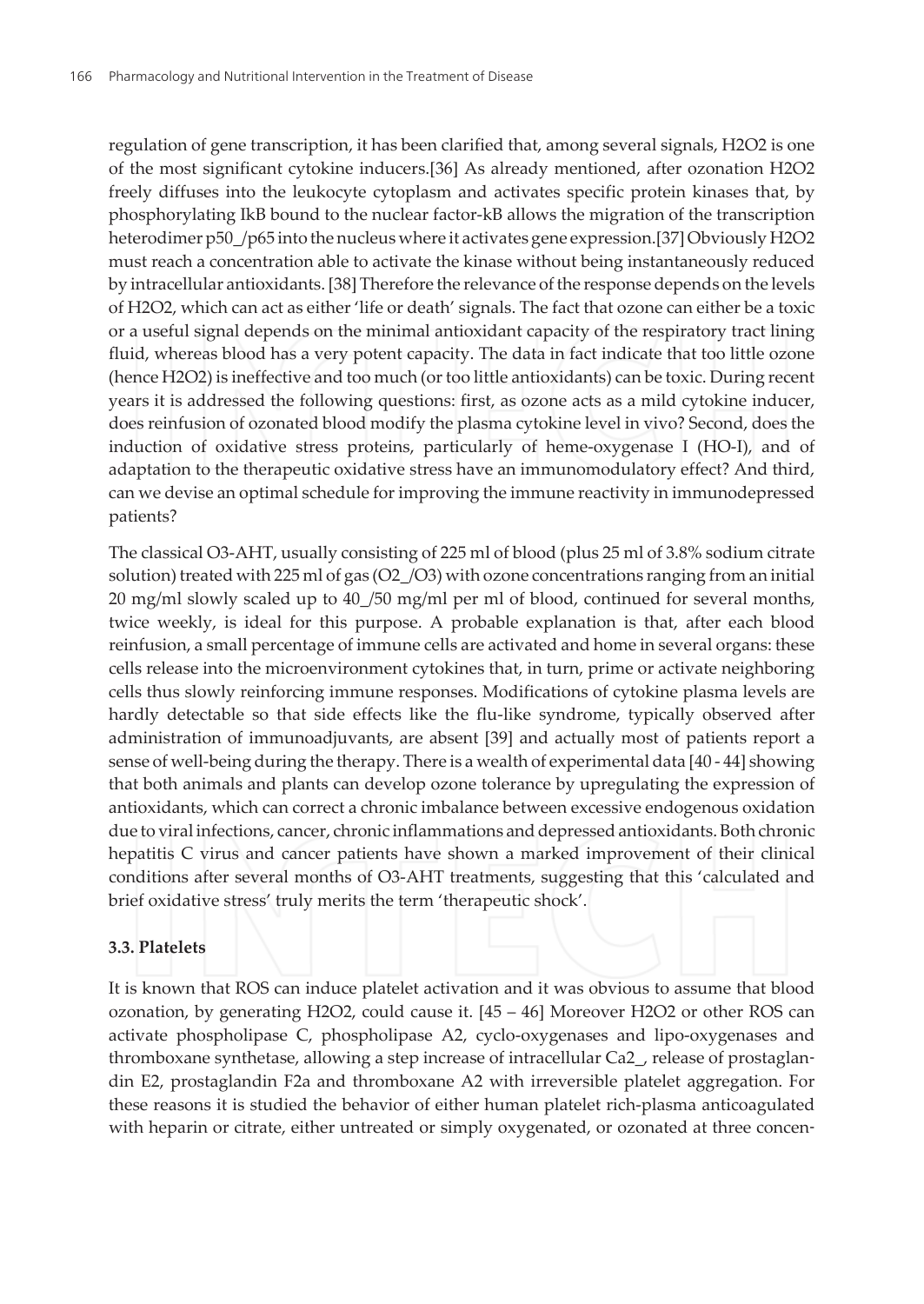regulation of gene transcription, it has been clarified that, among several signals, $H_2O_2$ is one of the most significant cytokine inducers.[36] As already mentioned, after ozonation $H_2O_2$ freely diffuses into the leukocyte cytoplasm and activates specific protein kinases that, by phosphorylating IkB bound to the nuclear factor-kB allows the migration of the transcription heterodimer p50_/p65 into the nucleus where it activates gene expression.[37] Obviously $H_2O_2$ must reach a concentration able to activate the kinase without being instantaneously reduced by intracellular antioxidants. [38] Therefore the relevance of the response depends on the levels of $H_2O_2$, which can act as either 'life or death' signals. The fact that ozone can either be a toxic or a useful signal depends on the minimal antioxidant capacity of the respiratory tract lining fluid, whereas blood has a very potent capacity. The data in fact indicate that too little ozone (hence $H_2O_2$) is ineffective and too much (or too little antioxidants) can be toxic. During recent years it is addressed the following questions: first, as ozone acts as a mild cytokine inducer, does reinfusion of ozonated blood modify the plasma cytokine level in vivo? Second, does the induction of oxidative stress proteins, particularly of heme-oxygenase I (HO-I), and of adaptation to the therapeutic oxidative stress have an immunomodulatory effect? And third, can we devise an optimal schedule for improving the immune reactivity in immunodepressed patients?

The classical $O_3$-AHT, usually consisting of 225 ml of blood (plus 25 ml of 3.8% sodium citrate solution) treated with 225 ml of gas ($O_2$_/$O_3$) with ozone concentrations ranging from an initial 20 mg/ml slowly scaled up to 40_/50 mg/ml per ml of blood, continued for several months, twice weekly, is ideal for this purpose. A probable explanation is that, after each blood reinfusion, a small percentage of immune cells are activated and home in several organs: these cells release into the microenvironment cytokines that, in turn, prime or activate neighboring cells thus slowly reinforcing immune responses. Modifications of cytokine plasma levels are hardly detectable so that side effects like the flu-like syndrome, typically observed after administration of immunoadjuvants, are absent [39] and actually most of patients report a sense of well-being during the therapy. There is a wealth of experimental data [40 - 44] showing that both animals and plants can develop ozone tolerance by upregulating the expression of antioxidants, which can correct a chronic imbalance between excessive endogenous oxidation due to viral infections, cancer, chronic inflammations and depressed antioxidants. Both chronic hepatitis C virus and cancer patients have shown a marked improvement of their clinical conditions after several months of $O_3$-AHT treatments, suggesting that this 'calculated and brief oxidative stress' truly merits the term 'therapeutic shock'.

### 3.3. Platelets

It is known that ROS can induce platelet activation and it was obvious to assume that blood ozonation, by generating $H_2O_2$, could cause it. [45 – 46] Moreover $H_2O_2$ or other ROS can activate phospholipase C, phospholipase A2, cyclo-oxygenases and lipo-oxygenases and thromboxane synthetase, allowing a step increase of intracellular Ca2_, release of prostaglandin E2, prostaglandin F2a and thromboxane A2 with irreversible platelet aggregation. For these reasons it is studied the behavior of either human platelet rich-plasma anticoagulated with heparin or citrate, either untreated or simply oxygenated, or ozonated at three concen-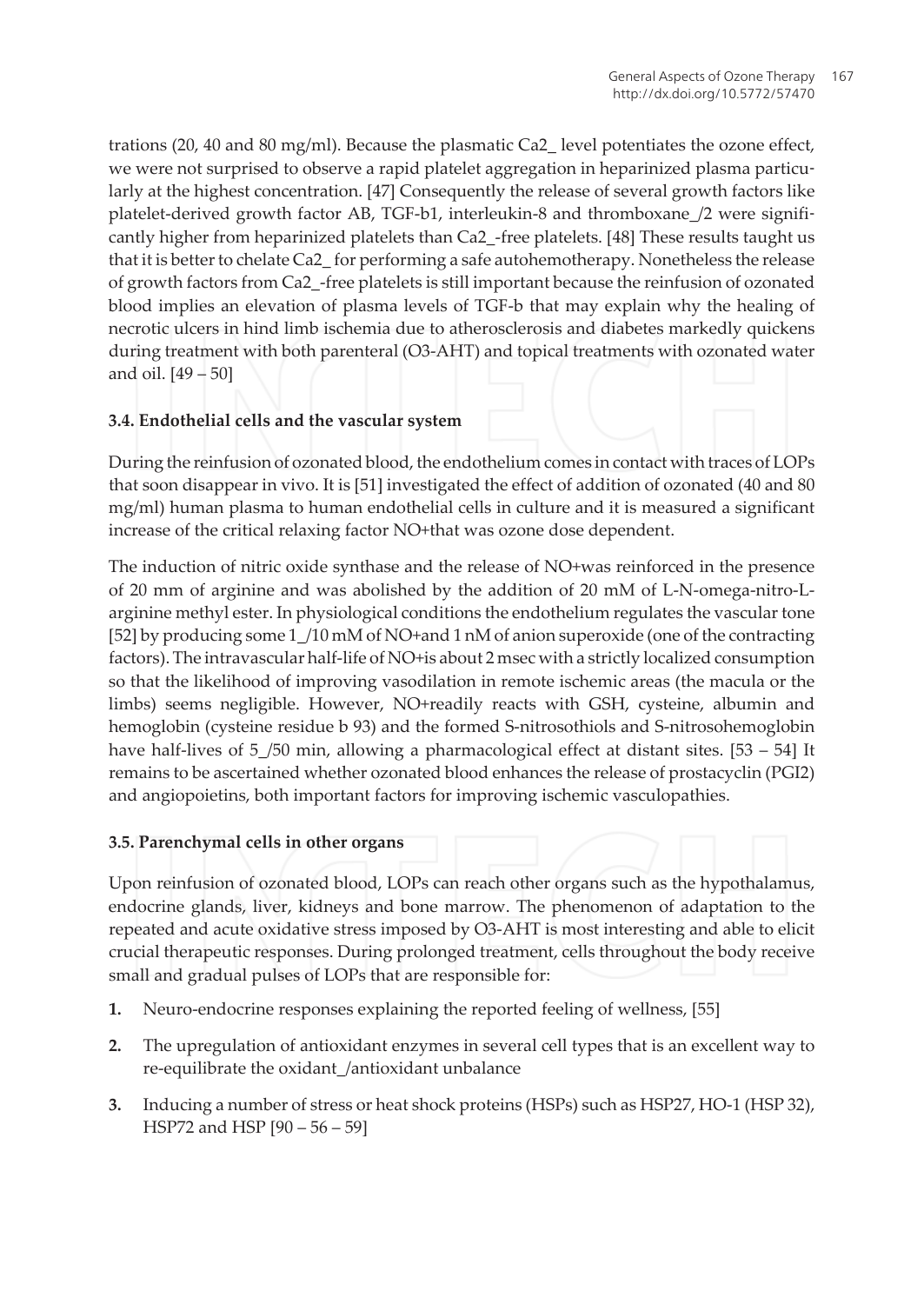trations (20, 40 and 80 mg/ml). Because the plasmatic Ca2_ level potentiates the ozone effect, we were not surprised to observe a rapid platelet aggregation in heparinized plasma particularly at the highest concentration. [47] Consequently the release of several growth factors like platelet-derived growth factor AB, TGF-b1, interleukin-8 and thromboxane_/2 were significantly higher from heparinized platelets than Ca2_-free platelets. [48] These results taught us that it is better to chelate Ca2_ for performing a safe autohemotherapy. Nonetheless the release of growth factors from Ca2_-free platelets is still important because the reinfusion of ozonated blood implies an elevation of plasma levels of TGF-b that may explain why the healing of necrotic ulcers in hind limb ischemia due to atherosclerosis and diabetes markedly quickens during treatment with both parenteral (O3-AHT) and topical treatments with ozonated water and oil. [49 – 50]

### 3.4. Endothelial cells and the vascular system

During the reinfusion of ozonated blood, the endothelium comes in contact with traces of LOPs that soon disappear in vivo. It is [51] investigated the effect of addition of ozonated (40 and 80 mg/ml) human plasma to human endothelial cells in culture and it is measured a significant increase of the critical relaxing factor NO+that was ozone dose dependent.

The induction of nitric oxide synthase and the release of NO+was reinforced in the presence of 20 mm of arginine and was abolished by the addition of 20 mM of L-N-omega-nitro-L-arginine methyl ester. In physiological conditions the endothelium regulates the vascular tone [52] by producing some 1_/10 mM of NO+and 1 nM of anion superoxide (one of the contracting factors). The intravascular half-life of NO+is about 2 msec with a strictly localized consumption so that the likelihood of improving vasodilation in remote ischemic areas (the macula or the limbs) seems negligible. However, NO+readily reacts with GSH, cysteine, albumin and hemoglobin (cysteine residue b 93) and the formed S-nitrosothiols and S-nitrosohemoglobin have half-lives of 5_/50 min, allowing a pharmacological effect at distant sites. [53 – 54] It remains to be ascertained whether ozonated blood enhances the release of prostacyclin (PGI2) and angiopoietins, both important factors for improving ischemic vasculopathies.

### 3.5. Parenchymal cells in other organs

Upon reinfusion of ozonated blood, LOPs can reach other organs such as the hypothalamus, endocrine glands, liver, kidneys and bone marrow. The phenomenon of adaptation to the repeated and acute oxidative stress imposed by O3-AHT is most interesting and able to elicit crucial therapeutic responses. During prolonged treatment, cells throughout the body receive small and gradual pulses of LOPs that are responsible for:

1. Neuro-endocrine responses explaining the reported feeling of wellness, [55]
2. The upregulation of antioxidant enzymes in several cell types that is an excellent way to re-equilibrate the oxidant_/antioxidant unbalance
3. Inducing a number of stress or heat shock proteins (HSPs) such as HSP27, HO-1 (HSP 32), HSP72 and HSP [90 – 56 – 59]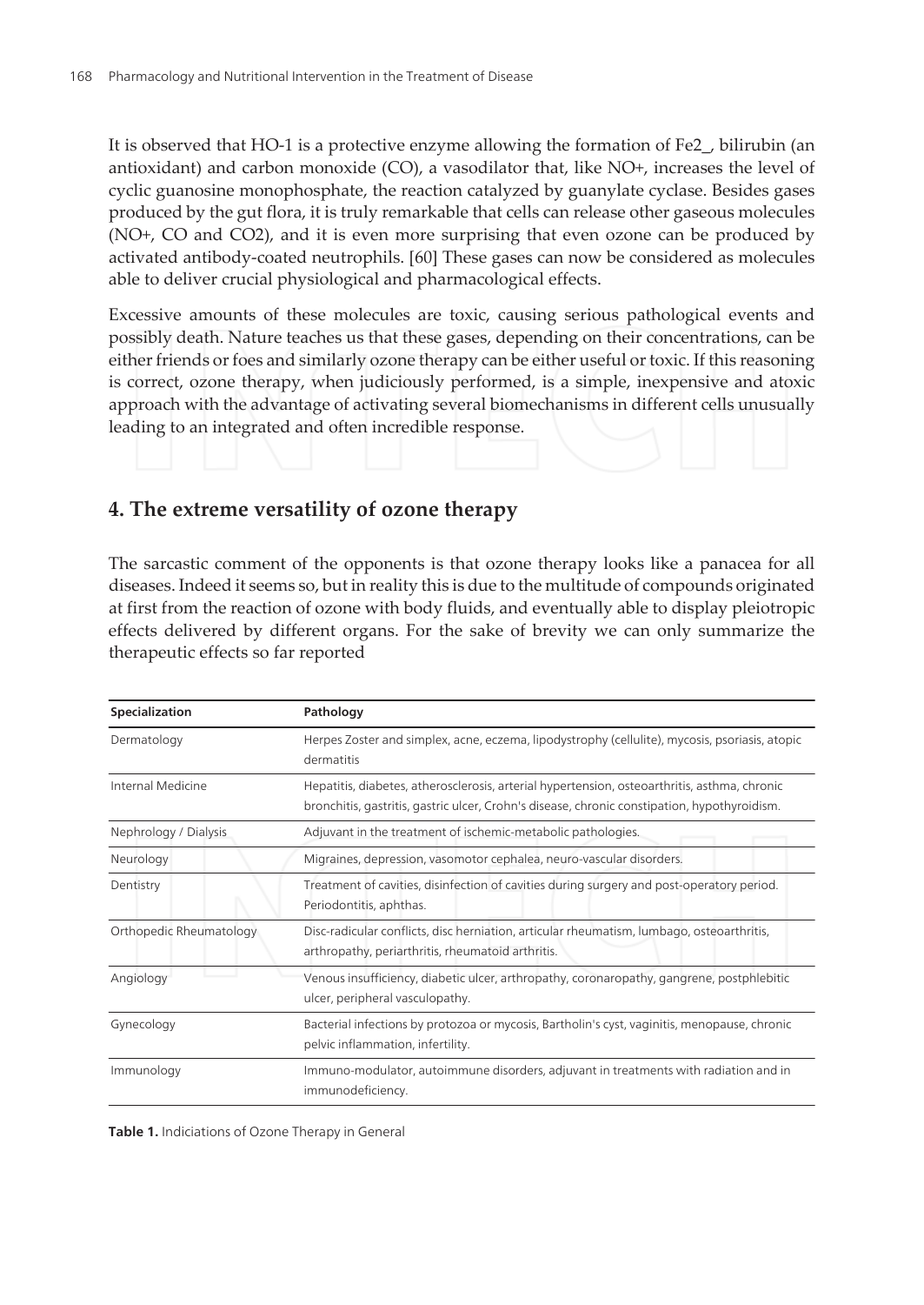It is observed that HO-1 is a protective enzyme allowing the formation of Fe2_, bilirubin (an antioxidant) and carbon monoxide (CO), a vasodilator that, like NO+, increases the level of cyclic guanosine monophosphate, the reaction catalyzed by guanylate cyclase. Besides gases produced by the gut flora, it is truly remarkable that cells can release other gaseous molecules (NO+, CO and CO2), and it is even more surprising that even ozone can be produced by activated antibody-coated neutrophils. [60] These gases can now be considered as molecules able to deliver crucial physiological and pharmacological effects.

Excessive amounts of these molecules are toxic, causing serious pathological events and possibly death. Nature teaches us that these gases, depending on their concentrations, can be either friends or foes and similarly ozone therapy can be either useful or toxic. If this reasoning is correct, ozone therapy, when judiciously performed, is a simple, inexpensive and atoxic approach with the advantage of activating several biomechanisms in different cells unusually leading to an integrated and often incredible response.

## 4. The extreme versatility of ozone therapy

The sarcastic comment of the opponents is that ozone therapy looks like a panacea for all diseases. Indeed it seems so, but in reality this is due to the multitude of compounds originated at first from the reaction of ozone with body fluids, and eventually able to display pleiotropic effects delivered by different organs. For the sake of brevity we can only summarize the therapeutic effects so far reported

| Specialization | Pathology |
|---|---|
| Dermatology | Herpes Zoster and simplex, acne, eczema, lipodystrophy (cellulite), mycosis, psoriasis, atopic dermatitis |
| Internal Medicine | Hepatitis, diabetes, atherosclerosis, arterial hypertension, osteoarthritis, asthma, chronic bronchitis, gastritis, gastric ulcer, Crohn's disease, chronic constipation, hypothyroidism. |
| Nephrology / Dialysis | Adjuvant in the treatment of ischemic-metabolic pathologies. |
| Neurology | Migraines, depression, vasomotor cephalea, neuro-vascular disorders. |
| Dentistry | Treatment of cavities, disinfection of cavities during surgery and post-operatory period. Periodontitis, aphthas. |
| Orthopedic Rheumatology | Disc-radicular conflicts, disc herniation, articular rheumatism, lumbago, osteoarthritis, arthropathy, periarthritis, rheumatoid arthritis. |
| Angiology | Venous insufficiency, diabetic ulcer, arthropathy, coronaropathy, gangrene, postphlebitic ulcer, peripheral vasculopathy. |
| Gynecology | Bacterial infections by protozoa or mycosis, Bartholin's cyst, vaginitis, menopause, chronic pelvic inflammation, infertility. |
| Immunology | Immuno-modulator, autoimmune disorders, adjuvant in treatments with radiation and in immunodeficiency. |

**Table 1.** Indiciations of Ozone Therapy in General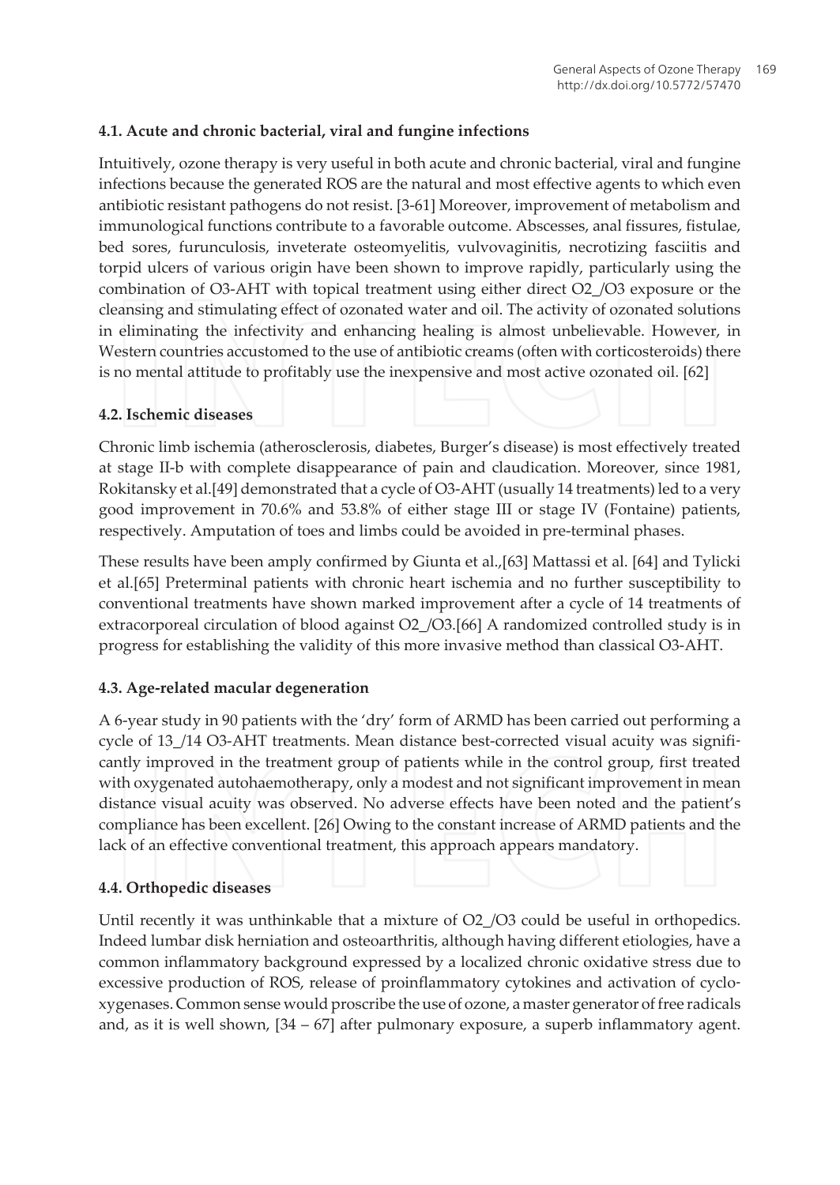### 4.1. Acute and chronic bacterial, viral and fungine infections

Intuitively, ozone therapy is very useful in both acute and chronic bacterial, viral and fungine infections because the generated ROS are the natural and most effective agents to which even antibiotic resistant pathogens do not resist. [3-61] Moreover, improvement of metabolism and immunological functions contribute to a favorable outcome. Abscesses, anal fissures, fistulae, bed sores, furunculosis, inveterate osteomyelitis, vulvovaginitis, necrotizing fasciitis and torpid ulcers of various origin have been shown to improve rapidly, particularly using the combination of O3-AHT with topical treatment using either direct O2_/O3 exposure or the cleansing and stimulating effect of ozonated water and oil. The activity of ozonated solutions in eliminating the infectivity and enhancing healing is almost unbelievable. However, in Western countries accustomed to the use of antibiotic creams (often with corticosteroids) there is no mental attitude to profitably use the inexpensive and most active ozonated oil. [62]

### 4.2. Ischemic diseases

Chronic limb ischemia (atherosclerosis, diabetes, Burger's disease) is most effectively treated at stage II-b with complete disappearance of pain and claudication. Moreover, since 1981, Rokitansky et al.[49] demonstrated that a cycle of O3-AHT (usually 14 treatments) led to a very good improvement in 70.6% and 53.8% of either stage III or stage IV (Fontaine) patients, respectively. Amputation of toes and limbs could be avoided in pre-terminal phases.

These results have been amply confirmed by Giunta et al.,[63] Mattassi et al. [64] and Tylicki et al.[65] Preterminal patients with chronic heart ischemia and no further susceptibility to conventional treatments have shown marked improvement after a cycle of 14 treatments of extracorporeal circulation of blood against O2_/O3.[66] A randomized controlled study is in progress for establishing the validity of this more invasive method than classical O3-AHT.

### 4.3. Age-related macular degeneration

A 6-year study in 90 patients with the 'dry' form of ARMD has been carried out performing a cycle of 13_/14 O3-AHT treatments. Mean distance best-corrected visual acuity was significantly improved in the treatment group of patients while in the control group, first treated with oxygenated autohaemotherapy, only a modest and not significant improvement in mean distance visual acuity was observed. No adverse effects have been noted and the patient's compliance has been excellent. [26] Owing to the constant increase of ARMD patients and the lack of an effective conventional treatment, this approach appears mandatory.

### 4.4. Orthopedic diseases

Until recently it was unthinkable that a mixture of O2_/O3 could be useful in orthopedics. Indeed lumbar disk herniation and osteoarthritis, although having different etiologies, have a common inflammatory background expressed by a localized chronic oxidative stress due to excessive production of ROS, release of proinflammatory cytokines and activation of cyclo-xygenases. Common sense would proscribe the use of ozone, a master generator of free radicals and, as it is well shown, [34 – 67] after pulmonary exposure, a superb inflammatory agent.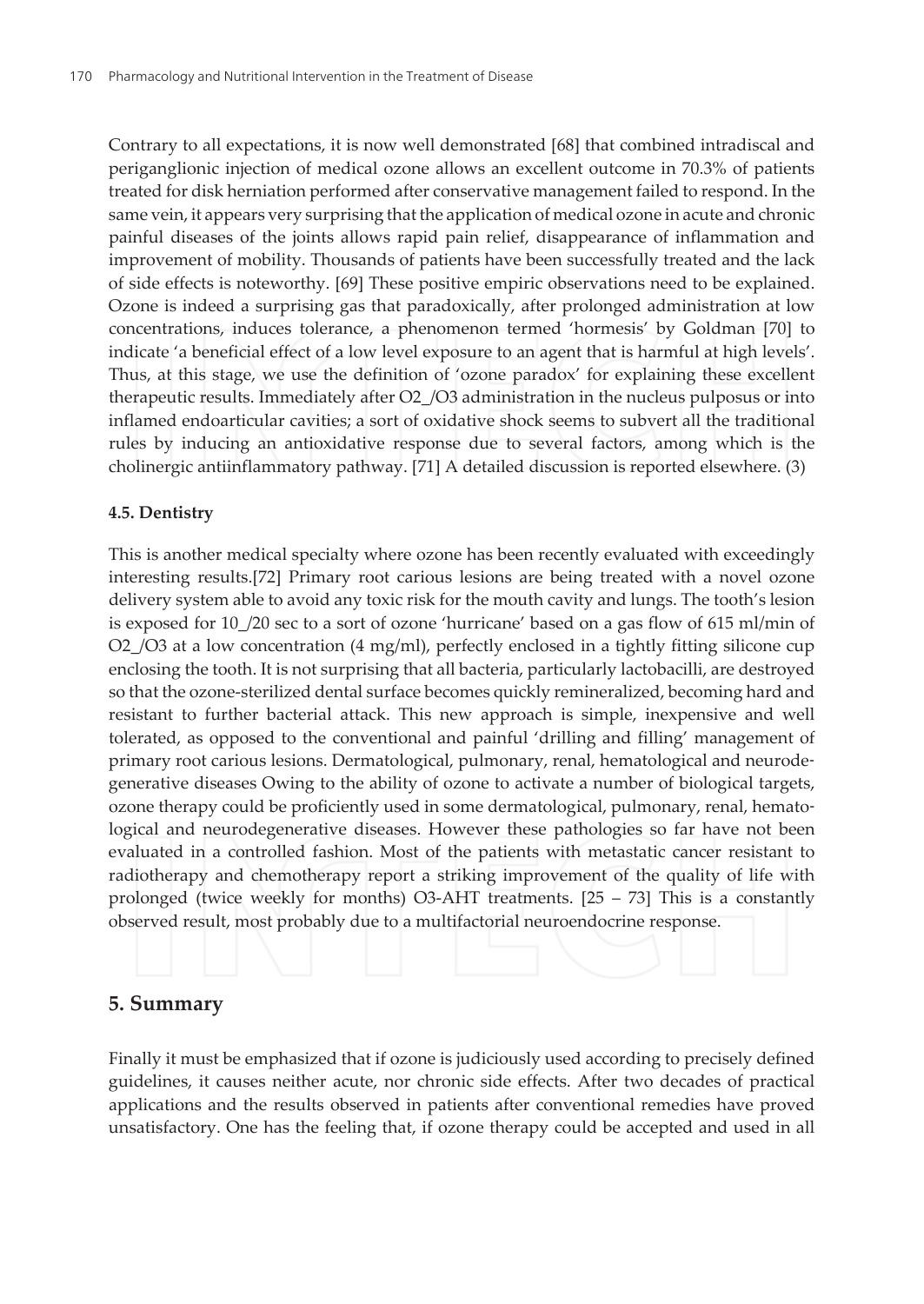Contrary to all expectations, it is now well demonstrated [68] that combined intradiscal and periganglionic injection of medical ozone allows an excellent outcome in 70.3% of patients treated for disk herniation performed after conservative management failed to respond. In the same vein, it appears very surprising that the application of medical ozone in acute and chronic painful diseases of the joints allows rapid pain relief, disappearance of inflammation and improvement of mobility. Thousands of patients have been successfully treated and the lack of side effects is noteworthy. [69] These positive empiric observations need to be explained. Ozone is indeed a surprising gas that paradoxically, after prolonged administration at low concentrations, induces tolerance, a phenomenon termed 'hormesis' by Goldman [70] to indicate 'a beneficial effect of a low level exposure to an agent that is harmful at high levels'. Thus, at this stage, we use the definition of 'ozone paradox' for explaining these excellent therapeutic results. Immediately after $O_2$/$O_3$ administration in the nucleus pulposus or into inflamed endoarticular cavities; a sort of oxidative shock seems to subvert all the traditional rules by inducing an antioxidative response due to several factors, among which is the cholinergic antiinflammatory pathway. [71] A detailed discussion is reported elsewhere. (3)

### 4.5. Dentistry

This is another medical specialty where ozone has been recently evaluated with exceedingly interesting results.[72] Primary root carious lesions are being treated with a novel ozone delivery system able to avoid any toxic risk for the mouth cavity and lungs. The tooth's lesion is exposed for 10_/20 sec to a sort of ozone 'hurricane' based on a gas flow of 615 ml/min of $O_2$/$O_3$ at a low concentration (4 mg/ml), perfectly enclosed in a tightly fitting silicone cup enclosing the tooth. It is not surprising that all bacteria, particularly lactobacilli, are destroyed so that the ozone-sterilized dental surface becomes quickly remineralized, becoming hard and resistant to further bacterial attack. This new approach is simple, inexpensive and well tolerated, as opposed to the conventional and painful 'drilling and filling' management of primary root carious lesions. Dermatological, pulmonary, renal, hematological and neurodegenerative diseases Owing to the ability of ozone to activate a number of biological targets, ozone therapy could be proficiently used in some dermatological, pulmonary, renal, hematological and neurodegenerative diseases. However these pathologies so far have not been evaluated in a controlled fashion. Most of the patients with metastatic cancer resistant to radiotherapy and chemotherapy report a striking improvement of the quality of life with prolonged (twice weekly for months) $O_3$-AHT treatments. [25 – 73] This is a constantly observed result, most probably due to a multifactorial neuroendocrine response.

## 5. Summary

Finally it must be emphasized that if ozone is judiciously used according to precisely defined guidelines, it causes neither acute, nor chronic side effects. After two decades of practical applications and the results observed in patients after conventional remedies have proved unsatisfactory. One has the feeling that, if ozone therapy could be accepted and used in all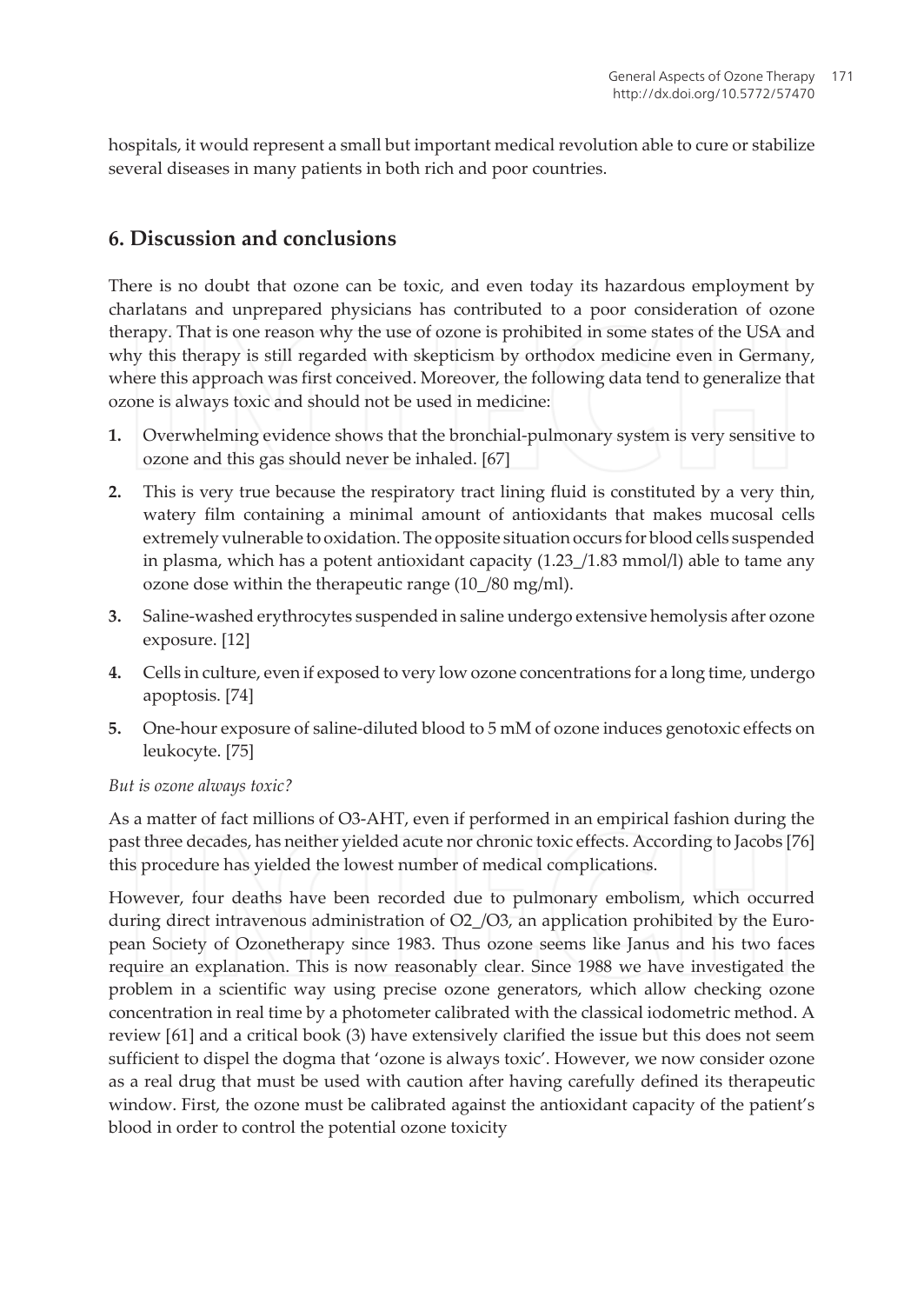hospitals, it would represent a small but important medical revolution able to cure or stabilize several diseases in many patients in both rich and poor countries.

## 6. Discussion and conclusions

There is no doubt that ozone can be toxic, and even today its hazardous employment by charlatans and unprepared physicians has contributed to a poor consideration of ozone therapy. That is one reason why the use of ozone is prohibited in some states of the USA and why this therapy is still regarded with skepticism by orthodox medicine even in Germany, where this approach was first conceived. Moreover, the following data tend to generalize that ozone is always toxic and should not be used in medicine:

1. Overwhelming evidence shows that the bronchial-pulmonary system is very sensitive to ozone and this gas should never be inhaled. [67]
2. This is very true because the respiratory tract lining fluid is constituted by a very thin, watery film containing a minimal amount of antioxidants that makes mucosal cells extremely vulnerable to oxidation. The opposite situation occurs for blood cells suspended in plasma, which has a potent antioxidant capacity (1.23_/1.83 mmol/l) able to tame any ozone dose within the therapeutic range (10_/80 mg/ml).
3. Saline-washed erythrocytes suspended in saline undergo extensive hemolysis after ozone exposure. [12]
4. Cells in culture, even if exposed to very low ozone concentrations for a long time, undergo apoptosis. [74]
5. One-hour exposure of saline-diluted blood to 5 mM of ozone induces genotoxic effects on leukocyte. [75]

*But is ozone always toxic?*

As a matter of fact millions of O3-AHT, even if performed in an empirical fashion during the past three decades, has neither yielded acute nor chronic toxic effects. According to Jacobs [76] this procedure has yielded the lowest number of medical complications.

However, four deaths have been recorded due to pulmonary embolism, which occurred during direct intravenous administration of O2_/O3, an application prohibited by the European Society of Ozonetherapy since 1983. Thus ozone seems like Janus and his two faces require an explanation. This is now reasonably clear. Since 1988 we have investigated the problem in a scientific way using precise ozone generators, which allow checking ozone concentration in real time by a photometer calibrated with the classical iodometric method. A review [61] and a critical book (3) have extensively clarified the issue but this does not seem sufficient to dispel the dogma that 'ozone is always toxic'. However, we now consider ozone as a real drug that must be used with caution after having carefully defined its therapeutic window. First, the ozone must be calibrated against the antioxidant capacity of the patient's blood in order to control the potential ozone toxicity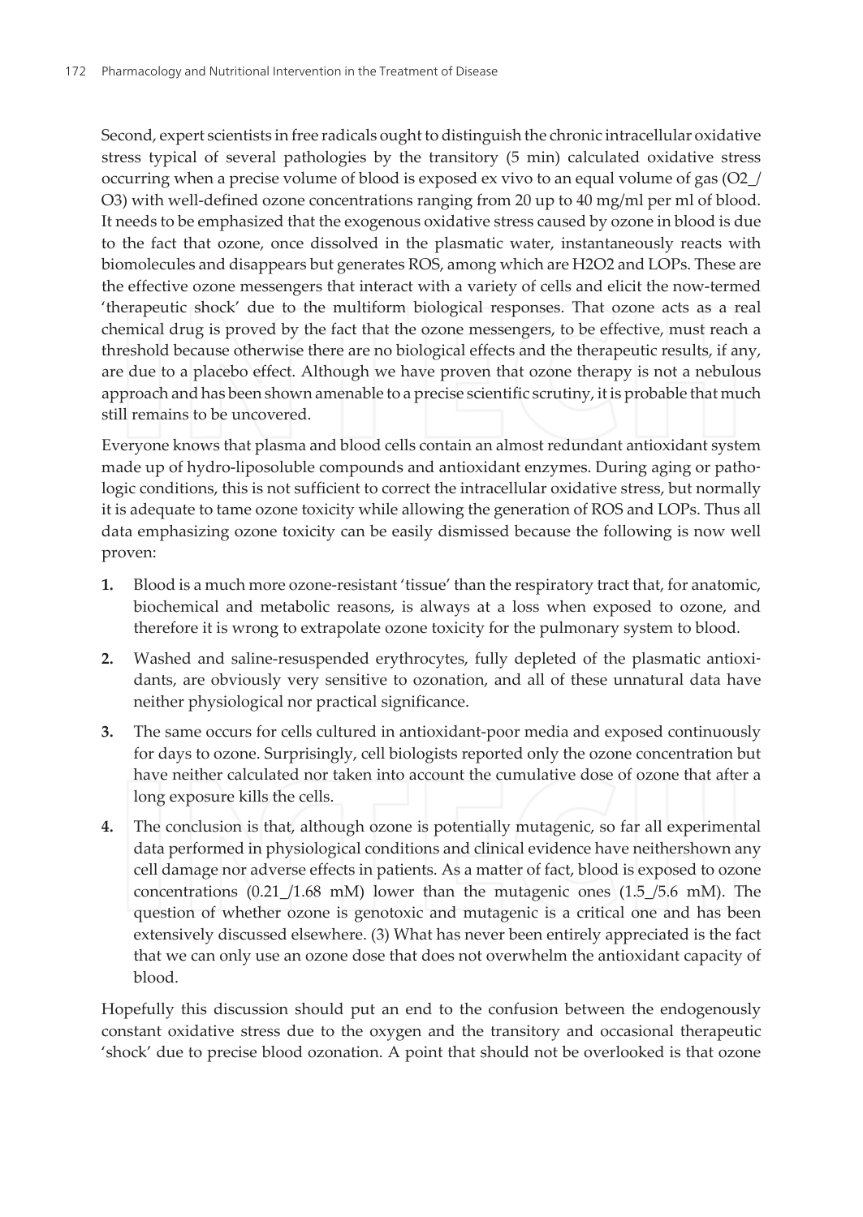Second, expert scientists in free radicals ought to distinguish the chronic intracellular oxidative stress typical of several pathologies by the transitory (5 min) calculated oxidative stress occurring when a precise volume of blood is exposed ex vivo to an equal volume of gas ($O_2$_/ $O_3$) with well-defined ozone concentrations ranging from 20 up to 40 mg/ml per ml of blood. It needs to be emphasized that the exogenous oxidative stress caused by ozone in blood is due to the fact that ozone, once dissolved in the plasmatic water, instantaneously reacts with biomolecules and disappears but generates ROS, among which are $H_2O_2$ and LOPs. These are the effective ozone messengers that interact with a variety of cells and elicit the now-termed 'therapeutic shock' due to the multiform biological responses. That ozone acts as a real chemical drug is proved by the fact that the ozone messengers, to be effective, must reach a threshold because otherwise there are no biological effects and the therapeutic results, if any, are due to a placebo effect. Although we have proven that ozone therapy is not a nebulous approach and has been shown amenable to a precise scientific scrutiny, it is probable that much still remains to be uncovered.

Everyone knows that plasma and blood cells contain an almost redundant antioxidant system made up of hydro-liposoluble compounds and antioxidant enzymes. During aging or pathologic conditions, this is not sufficient to correct the intracellular oxidative stress, but normally it is adequate to tame ozone toxicity while allowing the generation of ROS and LOPs. Thus all data emphasizing ozone toxicity can be easily dismissed because the following is now well proven:

1. Blood is a much more ozone-resistant 'tissue' than the respiratory tract that, for anatomic, biochemical and metabolic reasons, is always at a loss when exposed to ozone, and therefore it is wrong to extrapolate ozone toxicity for the pulmonary system to blood.
2. Washed and saline-resuspended erythrocytes, fully depleted of the plasmatic antioxidants, are obviously very sensitive to ozonation, and all of these unnatural data have neither physiological nor practical significance.
3. The same occurs for cells cultured in antioxidant-poor media and exposed continuously for days to ozone. Surprisingly, cell biologists reported only the ozone concentration but have neither calculated nor taken into account the cumulative dose of ozone that after a long exposure kills the cells.
4. The conclusion is that, although ozone is potentially mutagenic, so far all experimental data performed in physiological conditions and clinical evidence have neithershown any cell damage nor adverse effects in patients. As a matter of fact, blood is exposed to ozone concentrations (0.21_/1.68 mM) lower than the mutagenic ones (1.5_/5.6 mM). The question of whether ozone is genotoxic and mutagenic is a critical one and has been extensively discussed elsewhere. (3) What has never been entirely appreciated is the fact that we can only use an ozone dose that does not overwhelm the antioxidant capacity of blood.

Hopefully this discussion should put an end to the confusion between the endogenously constant oxidative stress due to the oxygen and the transitory and occasional therapeutic 'shock' due to precise blood ozonation. A point that should not be overlooked is that ozone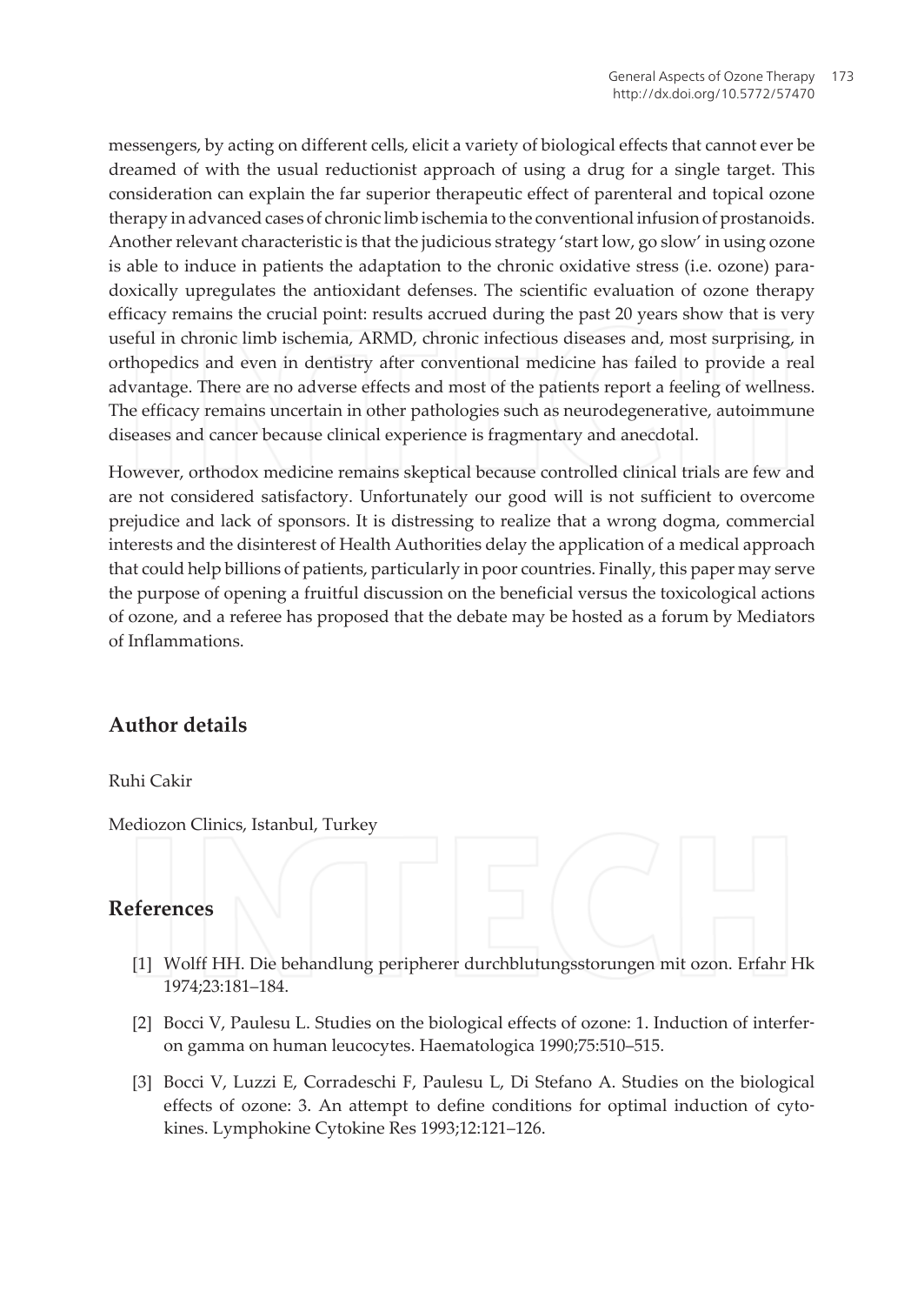messengers, by acting on different cells, elicit a variety of biological effects that cannot ever be dreamed of with the usual reductionist approach of using a drug for a single target. This consideration can explain the far superior therapeutic effect of parenteral and topical ozone therapy in advanced cases of chronic limb ischemia to the conventional infusion of prostanoids. Another relevant characteristic is that the judicious strategy 'start low, go slow' in using ozone is able to induce in patients the adaptation to the chronic oxidative stress (i.e. ozone) paradoxically upregulates the antioxidant defenses. The scientific evaluation of ozone therapy efficacy remains the crucial point: results accrued during the past 20 years show that is very useful in chronic limb ischemia, ARMD, chronic infectious diseases and, most surprising, in orthopedics and even in dentistry after conventional medicine has failed to provide a real advantage. There are no adverse effects and most of the patients report a feeling of wellness. The efficacy remains uncertain in other pathologies such as neurodegenerative, autoimmune diseases and cancer because clinical experience is fragmentary and anecdotal.

However, orthodox medicine remains skeptical because controlled clinical trials are few and are not considered satisfactory. Unfortunately our good will is not sufficient to overcome prejudice and lack of sponsors. It is distressing to realize that a wrong dogma, commercial interests and the disinterest of Health Authorities delay the application of a medical approach that could help billions of patients, particularly in poor countries. Finally, this paper may serve the purpose of opening a fruitful discussion on the beneficial versus the toxicological actions of ozone, and a referee has proposed that the debate may be hosted as a forum by Mediators of Inflammations.

## Author details

Ruhi Cakir

Mediozon Clinics, Istanbul, Turkey

## References

[1] Wolff HH. Die behandlung peripherer durchblutungsstorungen mit ozon. Erfahr Hk 1974;23:181–184.

[2] Bocci V, Paulesu L. Studies on the biological effects of ozone: 1. Induction of interferon gamma on human leucocytes. Haematologica 1990;75:510–515.

[3] Bocci V, Luzzi E, Corradeschi F, Paulesu L, Di Stefano A. Studies on the biological effects of ozone: 3. An attempt to define conditions for optimal induction of cytokines. Lymphokine Cytokine Res 1993;12:121–126.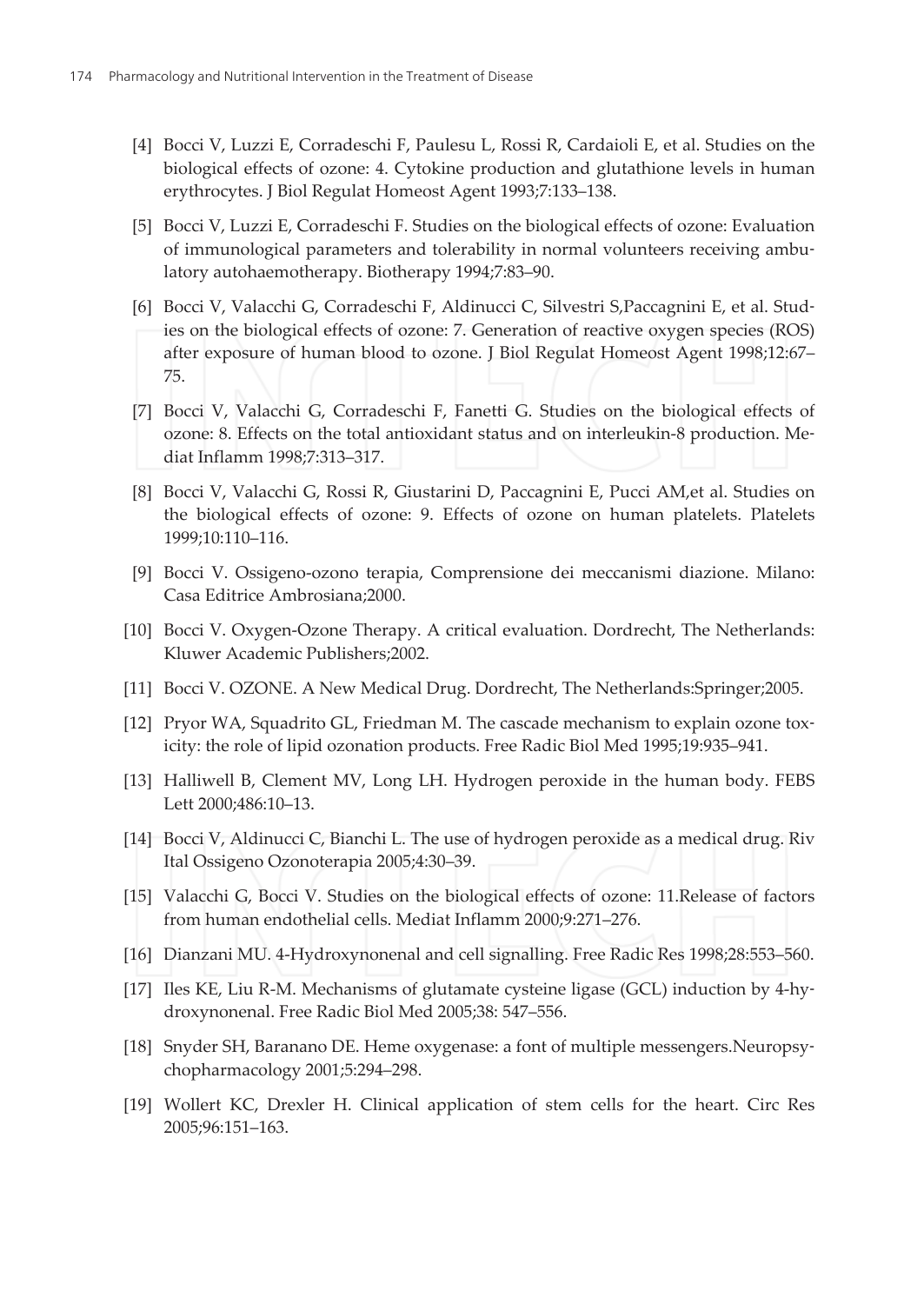[4] Bocci V, Luzzi E, Corradeschi F, Paulesu L, Rossi R, Cardaioli E, et al. Studies on the biological effects of ozone: 4. Cytokine production and glutathione levels in human erythrocytes. J Biol Regulat Homeost Agent 1993;7:133–138.

[5] Bocci V, Luzzi E, Corradeschi F. Studies on the biological effects of ozone: Evaluation of immunological parameters and tolerability in normal volunteers receiving ambulatory autohaemotherapy. Biotherapy 1994;7:83–90.

[6] Bocci V, Valacchi G, Corradeschi F, Aldinucci C, Silvestri S,Paccagnini E, et al. Studies on the biological effects of ozone: 7. Generation of reactive oxygen species (ROS) after exposure of human blood to ozone. J Biol Regulat Homeost Agent 1998;12:67–75.

[7] Bocci V, Valacchi G, Corradeschi F, Fanetti G. Studies on the biological effects of ozone: 8. Effects on the total antioxidant status and on interleukin-8 production. Mediat Inflamm 1998;7:313–317.

[8] Bocci V, Valacchi G, Rossi R, Giustarini D, Paccagnini E, Pucci AM,et al. Studies on the biological effects of ozone: 9. Effects of ozone on human platelets. Platelets 1999;10:110–116.

[9] Bocci V. Ossigeno-ozono terapia, Comprensione dei meccanismi diazione. Milano: Casa Editrice Ambrosiana;2000.

[10] Bocci V. Oxygen-Ozone Therapy. A critical evaluation. Dordrecht, The Netherlands: Kluwer Academic Publishers;2002.

[11] Bocci V. OZONE. A New Medical Drug. Dordrecht, The Netherlands:Springer;2005.

[12] Pryor WA, Squadrito GL, Friedman M. The cascade mechanism to explain ozone toxicity: the role of lipid ozonation products. Free Radic Biol Med 1995;19:935–941.

[13] Halliwell B, Clement MV, Long LH. Hydrogen peroxide in the human body. FEBS Lett 2000;486:10–13.

[14] Bocci V, Aldinucci C, Bianchi L. The use of hydrogen peroxide as a medical drug. Riv Ital Ossigeno Ozonoterapia 2005;4:30–39.

[15] Valacchi G, Bocci V. Studies on the biological effects of ozone: 11.Release of factors from human endothelial cells. Mediat Inflamm 2000;9:271–276.

[16] Dianzani MU. 4-Hydroxynonenal and cell signalling. Free Radic Res 1998;28:553–560.

[17] Iles KE, Liu R-M. Mechanisms of glutamate cysteine ligase (GCL) induction by 4-hydroxynonenal. Free Radic Biol Med 2005;38: 547–556.

[18] Snyder SH, Barañano DE. Heme oxygenase: a font of multiple messengers.Neuropsychopharmacology 2001;5:294–298.

[19] Wollert KC, Drexler H. Clinical application of stem cells for the heart. Circ Res 2005;96:151–163.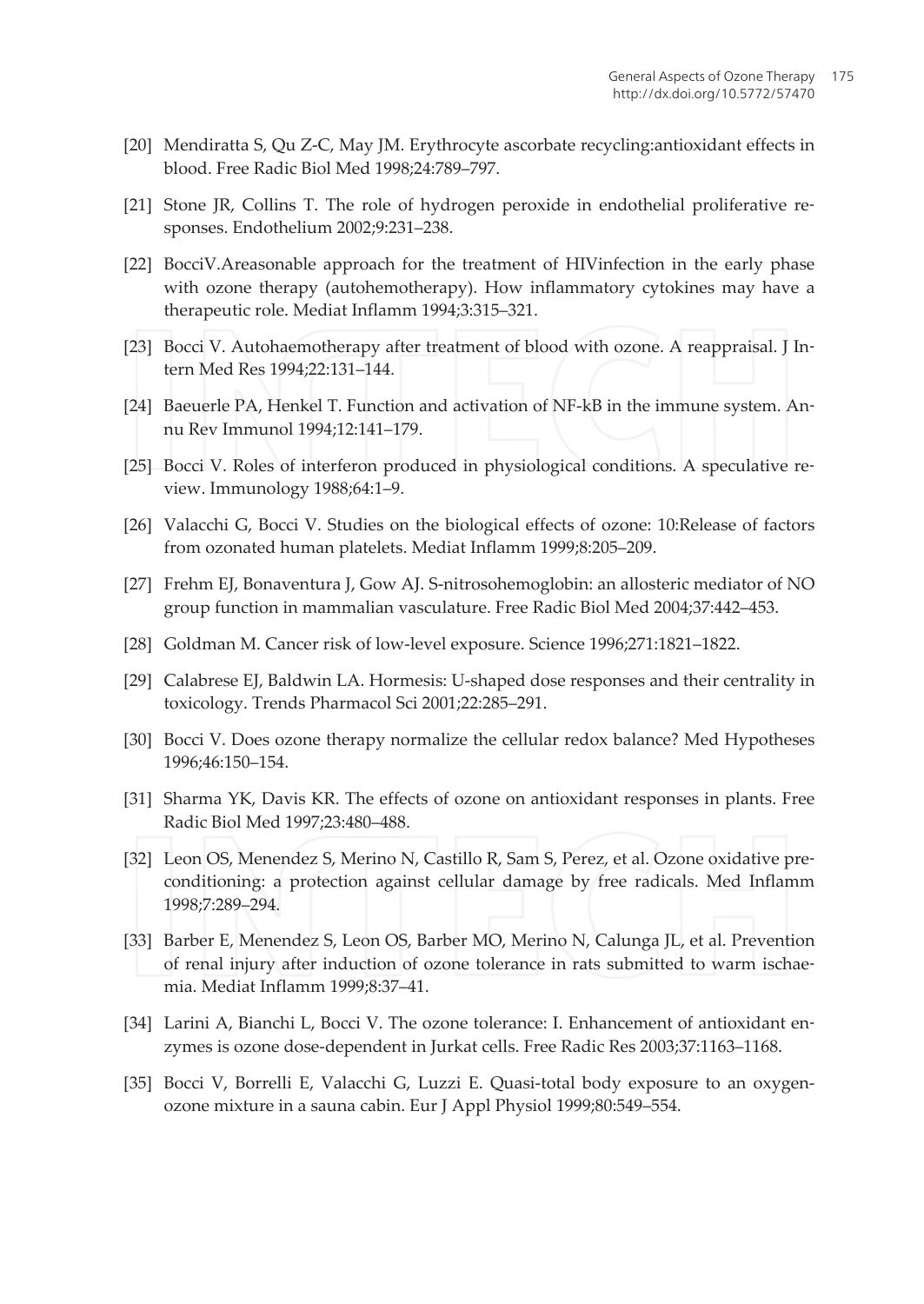[20] Mendiratta S, Qu Z-C, May JM. Erythrocyte ascorbate recycling:antioxidant effects in blood. Free Radic Biol Med 1998;24:789–797.

[21] Stone JR, Collins T. The role of hydrogen peroxide in endothelial proliferative responses. Endothelium 2002;9:231–238.

[22] BocciV.Areasonable approach for the treatment of HIVinfection in the early phase with ozone therapy (autohemotherapy). How inflammatory cytokines may have a therapeutic role. Mediat Inflamm 1994;3:315–321.

[23] Bocci V. Autohaemotherapy after treatment of blood with ozone. A reappraisal. J Intern Med Res 1994;22:131–144.

[24] Baeuerle PA, Henkel T. Function and activation of NF-kB in the immune system. Annu Rev Immunol 1994;12:141–179.

[25] Bocci V. Roles of interferon produced in physiological conditions. A speculative review. Immunology 1988;64:1–9.

[26] Valacchi G, Bocci V. Studies on the biological effects of ozone: 10:Release of factors from ozonated human platelets. Mediat Inflamm 1999;8:205–209.

[27] Frehm EJ, Bonaventura J, Gow AJ. S-nitrosohemoglobin: an allosteric mediator of NO group function in mammalian vasculature. Free Radic Biol Med 2004;37:442–453.

[28] Goldman M. Cancer risk of low-level exposure. Science 1996;271:1821–1822.

[29] Calabrese EJ, Baldwin LA. Hormesis: U-shaped dose responses and their centrality in toxicology. Trends Pharmacol Sci 2001;22:285–291.

[30] Bocci V. Does ozone therapy normalize the cellular redox balance? Med Hypotheses 1996;46:150–154.

[31] Sharma YK, Davis KR. The effects of ozone on antioxidant responses in plants. Free Radic Biol Med 1997;23:480–488.

[32] Leon OS, Menendez S, Merino N, Castillo R, Sam S, Perez, et al. Ozone oxidative preconditioning: a protection against cellular damage by free radicals. Med Inflamm 1998;7:289–294.

[33] Barber E, Menendez S, Leon OS, Barber MO, Merino N, Calunga JL, et al. Prevention of renal injury after induction of ozone tolerance in rats submitted to warm ischaemia. Mediat Inflamm 1999;8:37–41.

[34] Larini A, Bianchi L, Bocci V. The ozone tolerance: I. Enhancement of antioxidant enzymes is ozone dose-dependent in Jurkat cells. Free Radic Res 2003;37:1163–1168.

[35] Bocci V, Borrelli E, Valacchi G, Luzzi E. Quasi-total body exposure to an oxygen-ozone mixture in a sauna cabin. Eur J Appl Physiol 1999;80:549–554.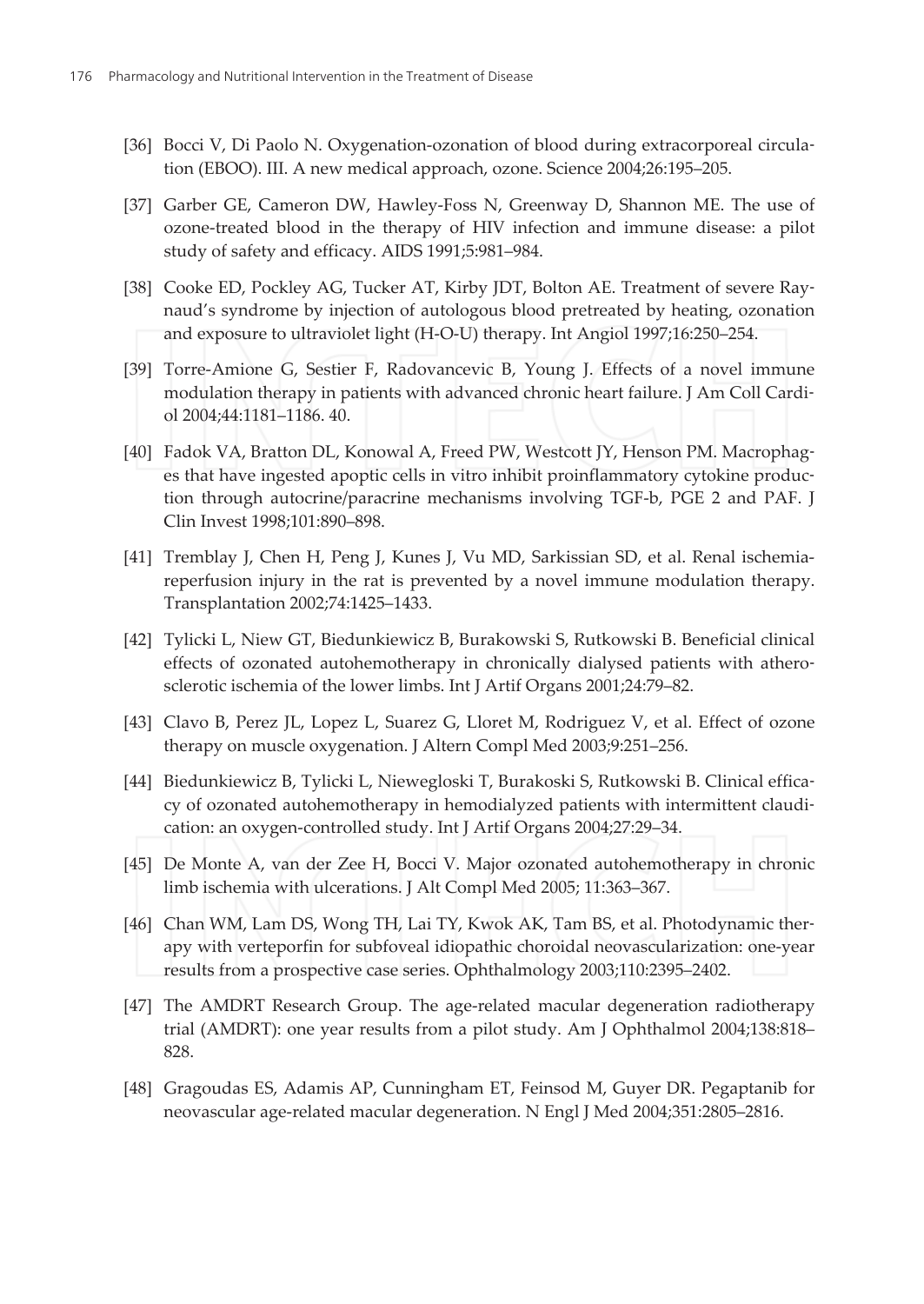[36] Bocci V, Di Paolo N. Oxygenation-ozonation of blood during extracorporeal circulation (EBOO). III. A new medical approach, ozone. Science 2004;26:195–205.

[37] Garber GE, Cameron DW, Hawley-Foss N, Greenway D, Shannon ME. The use of ozone-treated blood in the therapy of HIV infection and immune disease: a pilot study of safety and efficacy. AIDS 1991;5:981–984.

[38] Cooke ED, Pockley AG, Tucker AT, Kirby JDT, Bolton AE. Treatment of severe Raynaud's syndrome by injection of autologous blood pretreated by heating, ozonation and exposure to ultraviolet light (H-O-U) therapy. Int Angiol 1997;16:250–254.

[39] Torre-Amione G, Sestier F, Radovancevic B, Young J. Effects of a novel immune modulation therapy in patients with advanced chronic heart failure. J Am Coll Cardiol 2004;44:1181–1186. 40.

[40] Fadok VA, Bratton DL, Konowal A, Freed PW, Westcott JY, Henson PM. Macrophages that have ingested apoptic cells in vitro inhibit proinflammatory cytokine production through autocrine/paracrine mechanisms involving TGF-b, PGE 2 and PAF. J Clin Invest 1998;101:890–898.

[41] Tremblay J, Chen H, Peng J, Kunes J, Vu MD, Sarkissian SD, et al. Renal ischemia-reperfusion injury in the rat is prevented by a novel immune modulation therapy. Transplantation 2002;74:1425–1433.

[42] Tylicki L, Niew GT, Biedunkiewicz B, Burakowski S, Rutkowski B. Beneficial clinical effects of ozonated autohemotherapy in chronically dialysed patients with atherosclerotic ischemia of the lower limbs. Int J Artif Organs 2001;24:79–82.

[43] Clavo B, Perez JL, Lopez L, Suarez G, Lloret M, Rodriguez V, et al. Effect of ozone therapy on muscle oxygenation. J Altern Compl Med 2003;9:251–256.

[44] Biedunkiewicz B, Tylicki L, Niewegloski T, Burakoski S, Rutkowski B. Clinical efficacy of ozonated autohemotherapy in hemodialyzed patients with intermittent claudication: an oxygen-controlled study. Int J Artif Organs 2004;27:29–34.

[45] De Monte A, van der Zee H, Bocci V. Major ozonated autohemotherapy in chronic limb ischemia with ulcerations. J Alt Compl Med 2005; 11:363–367.

[46] Chan WM, Lam DS, Wong TH, Lai TY, Kwok AK, Tam BS, et al. Photodynamic therapy with verteporfin for subfoveal idiopathic choroidal neovascularization: one-year results from a prospective case series. Ophthalmology 2003;110:2395–2402.

[47] The AMDRT Research Group. The age-related macular degeneration radiotherapy trial (AMDRT): one year results from a pilot study. Am J Ophthalmol 2004;138:818–828.

[48] Gragoudas ES, Adamis AP, Cunningham ET, Feinsod M, Guyer DR. Pegaptanib for neovascular age-related macular degeneration. N Engl J Med 2004;351:2805–2816.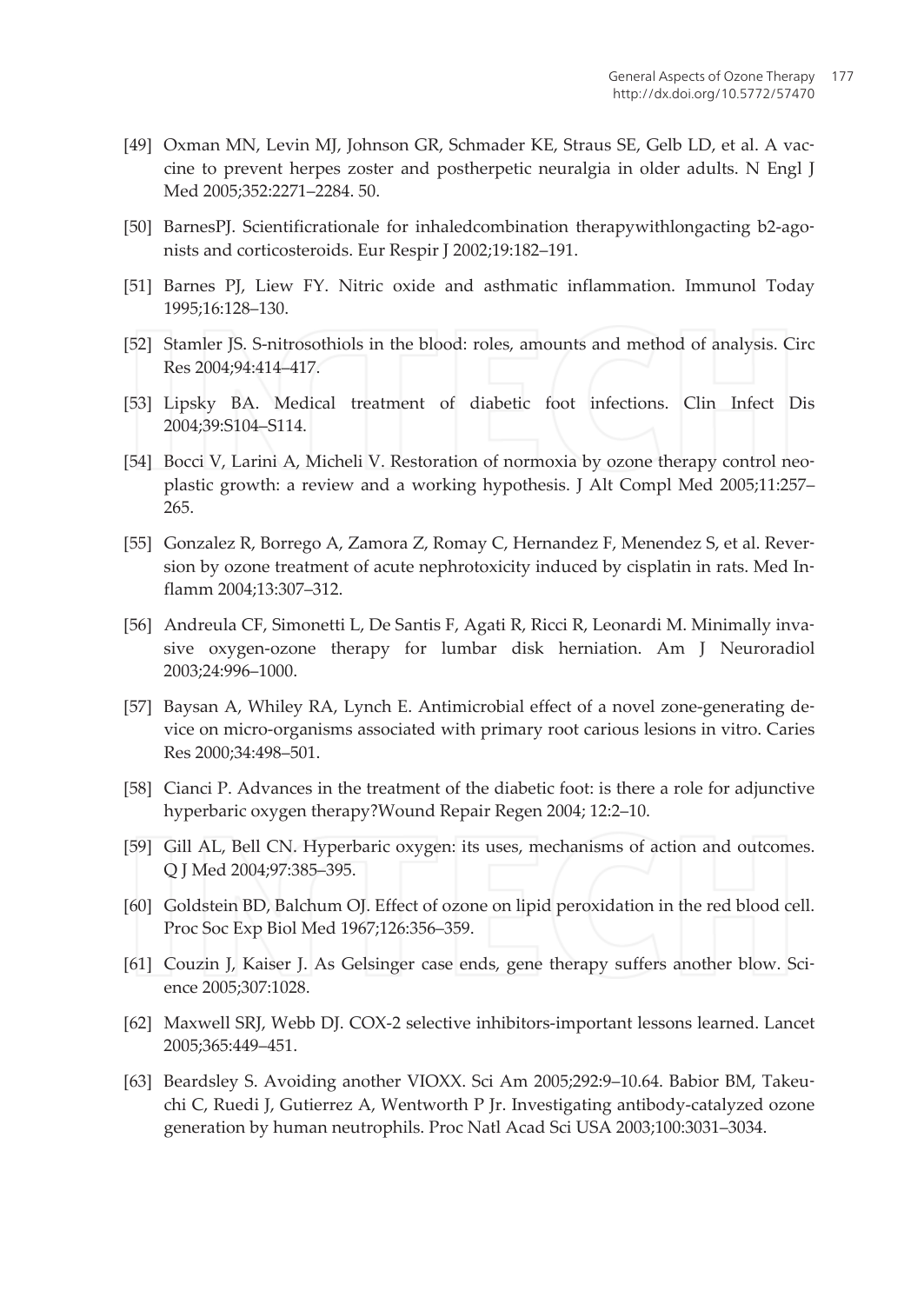[49] Oxman MN, Levin MJ, Johnson GR, Schmader KE, Straus SE, Gelb LD, et al. A vaccine to prevent herpes zoster and postherpetic neuralgia in older adults. N Engl J Med 2005;352:2271–2284. 50.

[50] BarnesPJ. Scientificrationale for inhaledcombination therapywithlongacting b2-agonists and corticosteroids. Eur Respir J 2002;19:182–191.

[51] Barnes PJ, Liew FY. Nitric oxide and asthmatic inflammation. Immunol Today 1995;16:128–130.

[52] Stamler JS. S-nitrosothiols in the blood: roles, amounts and method of analysis. Circ Res 2004;94:414–417.

[53] Lipsky BA. Medical treatment of diabetic foot infections. Clin Infect Dis 2004;39:S104–S114.

[54] Bocci V, Larini A, Micheli V. Restoration of normoxia by ozone therapy control neoplastic growth: a review and a working hypothesis. J Alt Compl Med 2005;11:257–265.

[55] Gonzalez R, Borrego A, Zamora Z, Romay C, Hernandez F, Menendez S, et al. Reversion by ozone treatment of acute nephrotoxicity induced by cisplatin in rats. Med Inflamm 2004;13:307–312.

[56] Andreula CF, Simonetti L, De Santis F, Agati R, Ricci R, Leonardi M. Minimally invasive oxygen-ozone therapy for lumbar disk herniation. Am J Neuroradiol 2003;24:996–1000.

[57] Baysan A, Whiley RA, Lynch E. Antimicrobial effect of a novel zone-generating device on micro-organisms associated with primary root carious lesions in vitro. Caries Res 2000;34:498–501.

[58] Cianci P. Advances in the treatment of the diabetic foot: is there a role for adjunctive hyperbaric oxygen therapy?Wound Repair Regen 2004; 12:2–10.

[59] Gill AL, Bell CN. Hyperbaric oxygen: its uses, mechanisms of action and outcomes. Q J Med 2004;97:385–395.

[60] Goldstein BD, Balchum OJ. Effect of ozone on lipid peroxidation in the red blood cell. Proc Soc Exp Biol Med 1967;126:356–359.

[61] Couzin J, Kaiser J. As Gelsinger case ends, gene therapy suffers another blow. Science 2005;307:1028.

[62] Maxwell SRJ, Webb DJ. COX-2 selective inhibitors-important lessons learned. Lancet 2005;365:449–451.

[63] Beardsley S. Avoiding another VIOXX. Sci Am 2005;292:9–10.64. Babior BM, Takeuchi C, Ruedi J, Gutierrez A, Wentworth P Jr. Investigating antibody-catalyzed ozone generation by human neutrophils. Proc Natl Acad Sci USA 2003;100:3031–3034.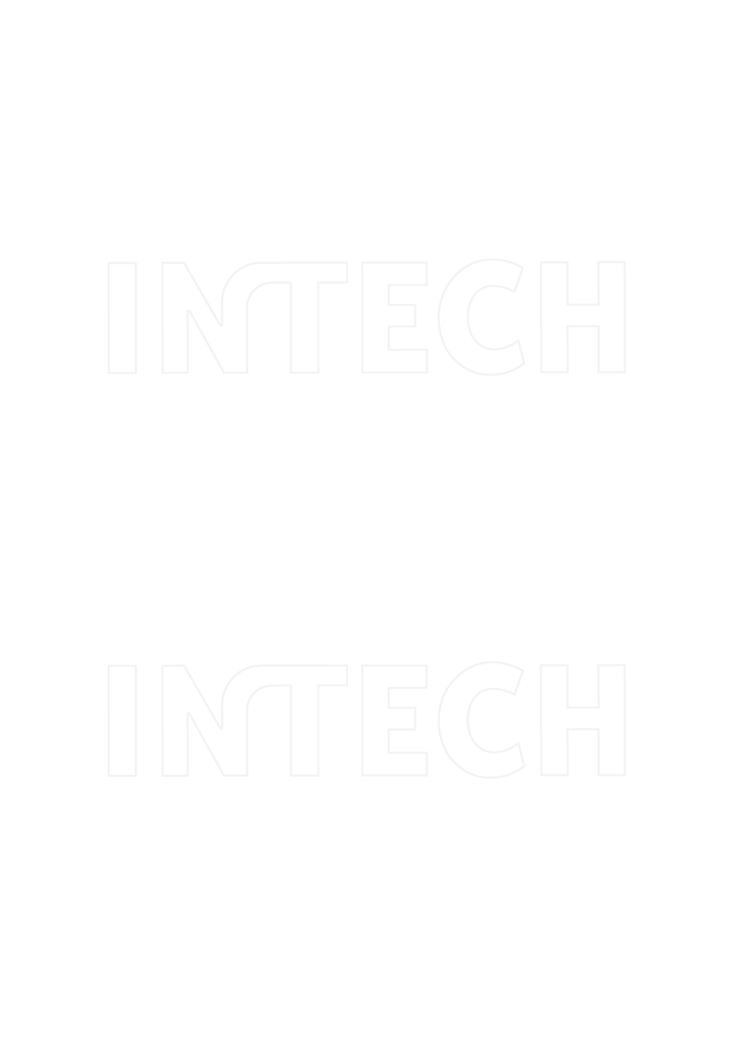INTECH

INTECH